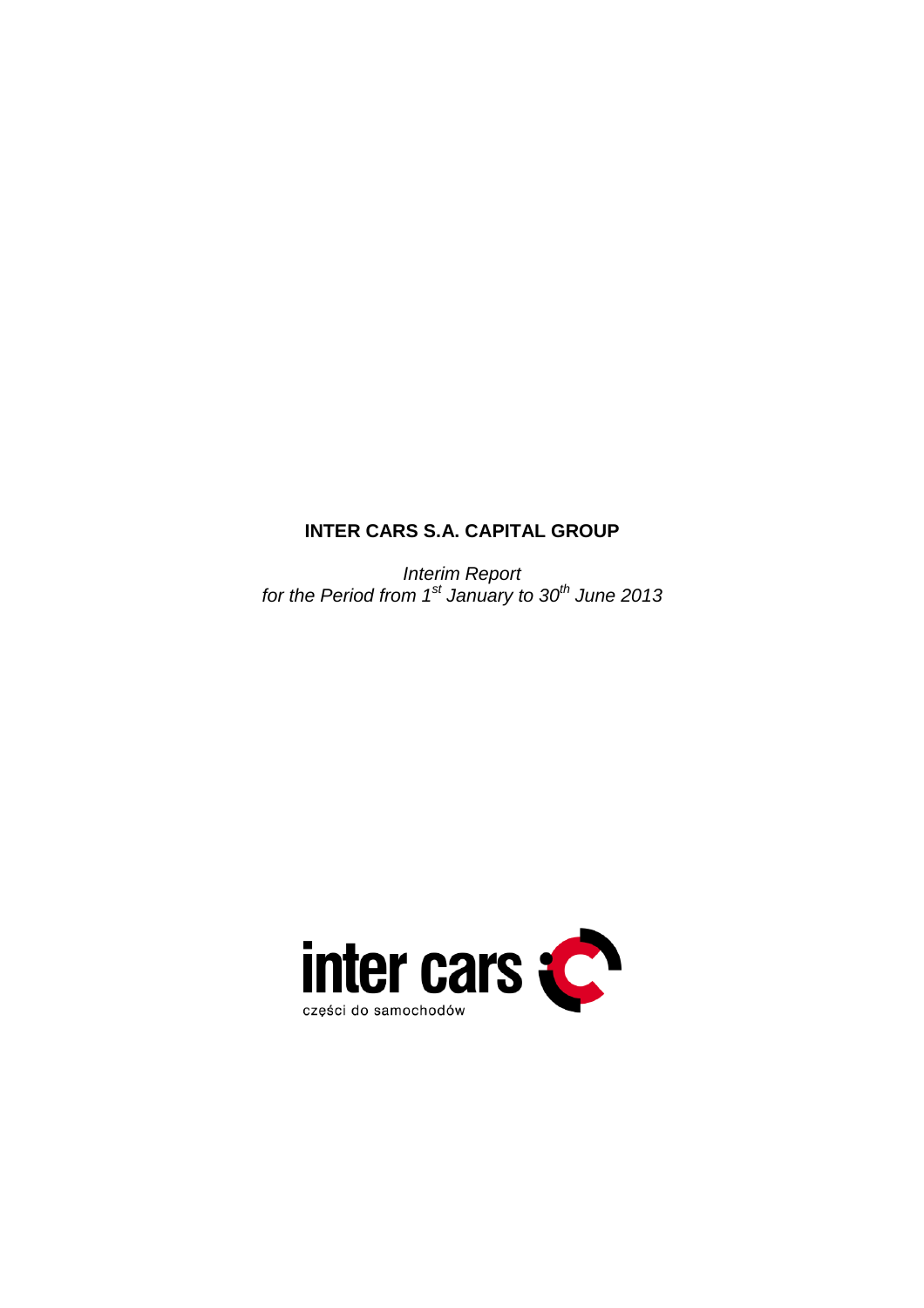# INTER CARS S.A. CAPITAL GROUP

*Interim Report*
*for the Period from 1st January to 30th June 2013*

inter cars

części do samochodów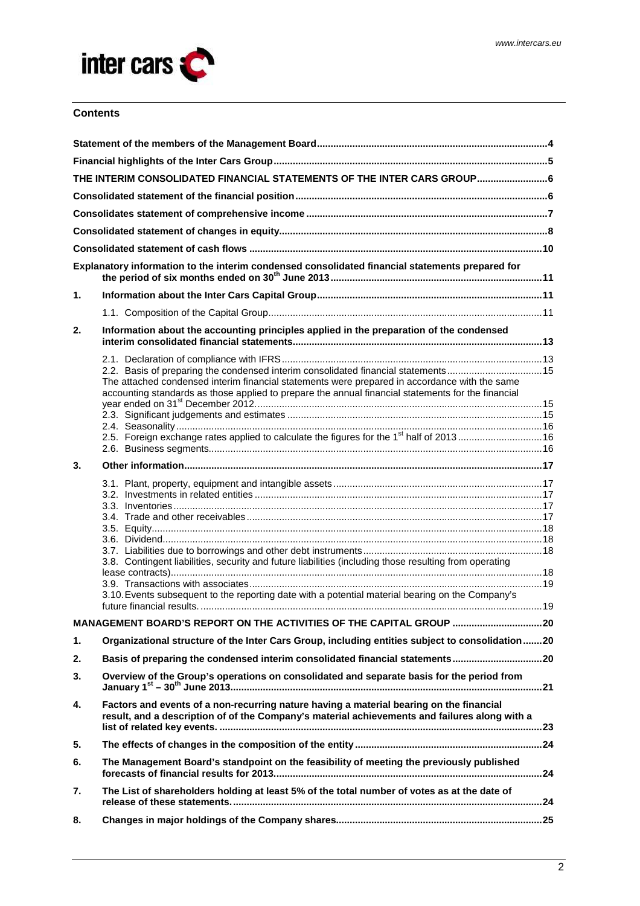## Contents

| | | |
|---|---|---|
| **Statement of the members of the Management Board** | | **4** |
| **Financial highlights of the Inter Cars Group** | | **5** |
| **THE INTERIM CONSOLIDATED FINANCIAL STATEMENTS OF THE INTER CARS GROUP** | | **6** |
| **Consolidated statement of the financial position** | | **6** |
| **Consolidates statement of comprehensive income** | | **7** |
| **Consolidated statement of changes in equity** | | **8** |
| **Consolidated statement of cash flows** | | **10** |
| **Explanatory information to the interim condensed consolidated financial statements prepared for the period of six months ended on 30th June 2013** | | **11** |
| **1.** | **Information about the Inter Cars Capital Group** | **11** |
| | 1.1. Composition of the Capital Group | 11 |
| **2.** | **Information about the accounting principles applied in the preparation of the condensed interim consolidated financial statements** | **13** |
| | 2.1. Declaration of compliance with IFRS | 13 |
| | 2.2. Basis of preparing the condensed interim consolidated financial statements | 15 |
| | The attached condensed interim financial statements were prepared in accordance with the same accounting standards as those applied to prepare the annual financial statements for the financial year ended on 31st December 2012 | 15 |
| | 2.3. Significant judgements and estimates | 15 |
| | 2.4. Seasonality | 16 |
| | 2.5. Foreign exchange rates applied to calculate the figures for the 1st half of 2013 | 16 |
| | 2.6. Business segments | 16 |
| **3.** | **Other information** | **17** |
| | 3.1. Plant, property, equipment and intangible assets | 17 |
| | 3.2. Investments in related entities | 17 |
| | 3.3. Inventories | 17 |
| | 3.4. Trade and other receivables | 17 |
| | 3.5. Equity | 18 |
| | 3.6. Dividend | 18 |
| | 3.7. Liabilities due to borrowings and other debt instruments | 18 |
| | 3.8. Contingent liabilities, security and future liabilities (including those resulting from operating lease contracts) | 18 |
| | 3.9. Transactions with associates | 19 |
| | 3.10. Events subsequent to the reporting date with a potential material bearing on the Company's future financial results. | 19 |
| **MANAGEMENT BOARD'S REPORT ON THE ACTIVITIES OF THE CAPITAL GROUP** | | **20** |
| **1.** | **Organizational structure of the Inter Cars Group, including entities subject to consolidation** | **20** |
| **2.** | **Basis of preparing the condensed interim consolidated financial statements** | **20** |
| **3.** | **Overview of the Group's operations on consolidated and separate basis for the period from January 1st – 30th June 2013** | **21** |
| **4.** | **Factors and events of a non-recurring nature having a material bearing on the financial result, and a description of of the Company's material achievements and failures along with a list of related key events.** | **23** |
| **5.** | **The effects of changes in the composition of the entity** | **24** |
| **6.** | **The Management Board's standpoint on the feasibility of meeting the previously published forecasts of financial results for 2013.** | **24** |
| **7.** | **The List of shareholders holding at least 5% of the total number of votes as at the date of release of these statements.** | **24** |
| **8.** | **Changes in major holdings of the Company shares** | **25** |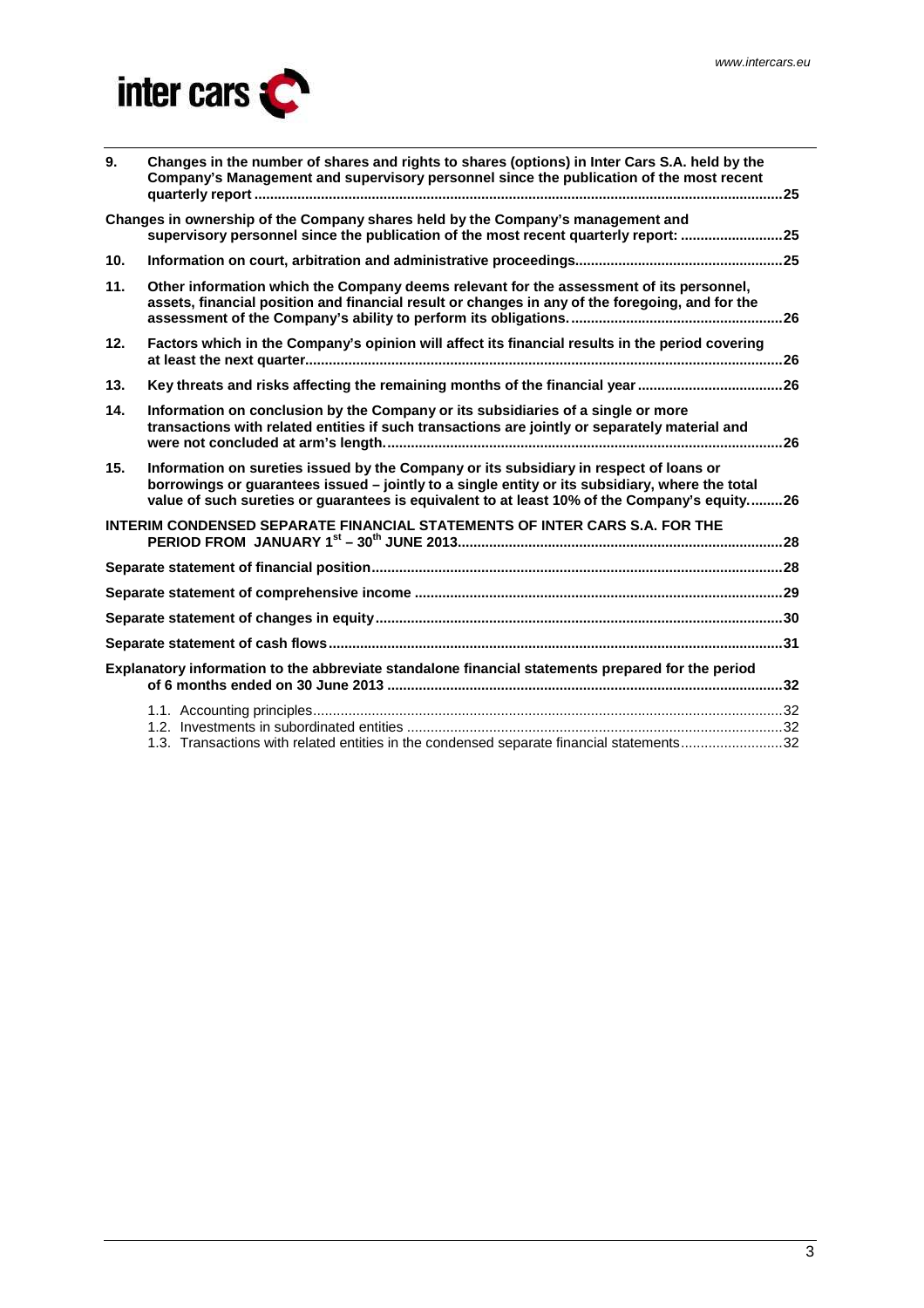| | | |
|---|---|---|
| **9.** | **Changes in the number of shares and rights to shares (options) in Inter Cars S.A. held by the Company's Management and supervisory personnel since the publication of the most recent quarterly report** | **25** |
| **Changes in ownership of the Company shares held by the Company's management and supervisory personnel since the publication of the most recent quarterly report:** | | **25** |
| **10.** | **Information on court, arbitration and administrative proceedings** | **25** |
| **11.** | **Other information which the Company deems relevant for the assessment of its personnel, assets, financial position and financial result or changes in any of the foregoing, and for the assessment of the Company's ability to perform its obligations.** | **26** |
| **12.** | **Factors which in the Company's opinion will affect its financial results in the period covering at least the next quarter** | **26** |
| **13.** | **Key threats and risks affecting the remaining months of the financial year** | **26** |
| **14.** | **Information on conclusion by the Company or its subsidiaries of a single or more transactions with related entities if such transactions are jointly or separately material and were not concluded at arm's length.** | **26** |
| **15.** | **Information on sureties issued by the Company or its subsidiary in respect of loans or borrowings or guarantees issued – jointly to a single entity or its subsidiary, where the total value of such sureties or guarantees is equivalent to at least 10% of the Company's equity.** | **26** |
| **INTERIM CONDENSED SEPARATE FINANCIAL STATEMENTS OF INTER CARS S.A. FOR THE PERIOD FROM JANUARY 1st – 30th JUNE 2013** | | **28** |
| **Separate statement of financial position** | | **28** |
| **Separate statement of comprehensive income** | | **29** |
| **Separate statement of changes in equity** | | **30** |
| **Separate statement of cash flows** | | **31** |
| **Explanatory information to the abbreviate standalone financial statements prepared for the period of 6 months ended on 30 June 2013** | | **32** |
| | 1.1. Accounting principles | 32 |
| | 1.2. Investments in subordinated entities | 32 |
| | 1.3. Transactions with related entities in the condensed separate financial statements | 32 |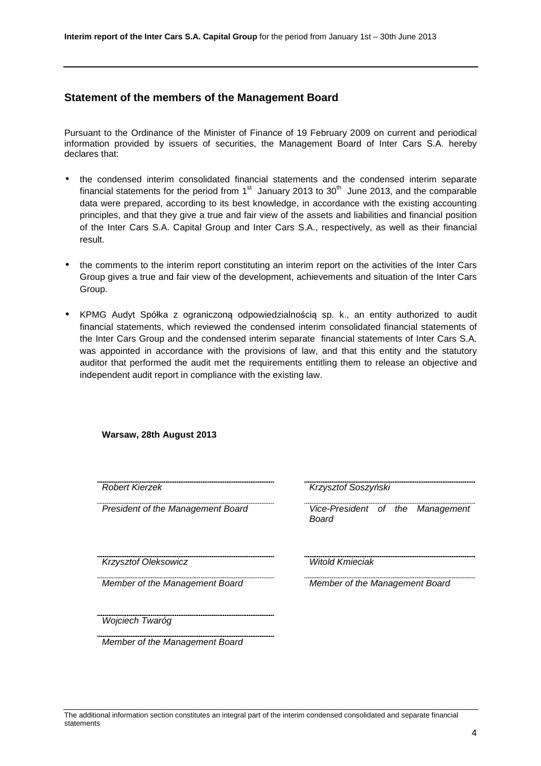## Statement of the members of the Management Board

Pursuant to the Ordinance of the Minister of Finance of 19 February 2009 on current and periodical information provided by issuers of securities, the Management Board of Inter Cars S.A. hereby declares that:

- the condensed interim consolidated financial statements and the condensed interim separate financial statements for the period from 1st January 2013 to 30th June 2013, and the comparable data were prepared, according to its best knowledge, in accordance with the existing accounting principles, and that they give a true and fair view of the assets and liabilities and financial position of the Inter Cars S.A. Capital Group and Inter Cars S.A., respectively, as well as their financial result.
- the comments to the interim report constituting an interim report on the activities of the Inter Cars Group gives a true and fair view of the development, achievements and situation of the Inter Cars Group.
- KPMG Audyt Spółka z ograniczoną odpowiedzialnością sp. k., an entity authorized to audit financial statements, which reviewed the condensed interim consolidated financial statements of the Inter Cars Group and the condensed interim separate financial statements of Inter Cars S.A. was appointed in accordance with the provisions of law, and that this entity and the statutory auditor that performed the audit met the requirements entitling them to release an objective and independent audit report in compliance with the existing law.

**Warsaw, 28th August 2013**

| | |
|---|---|
| *Robert Kierzek* | *Krzysztof Soszyński* |
| *President of the Management Board* | *Vice-President of the Management Board* |
| *Krzysztof Oleksowicz* | *Witold Kmieciak* |
| *Member of the Management Board* | *Member of the Management Board* |
| *Wojciech Twaróg* | |
| *Member of the Management Board* | |

The additional information section constitutes an integral part of the interim condensed consolidated and separate financial statements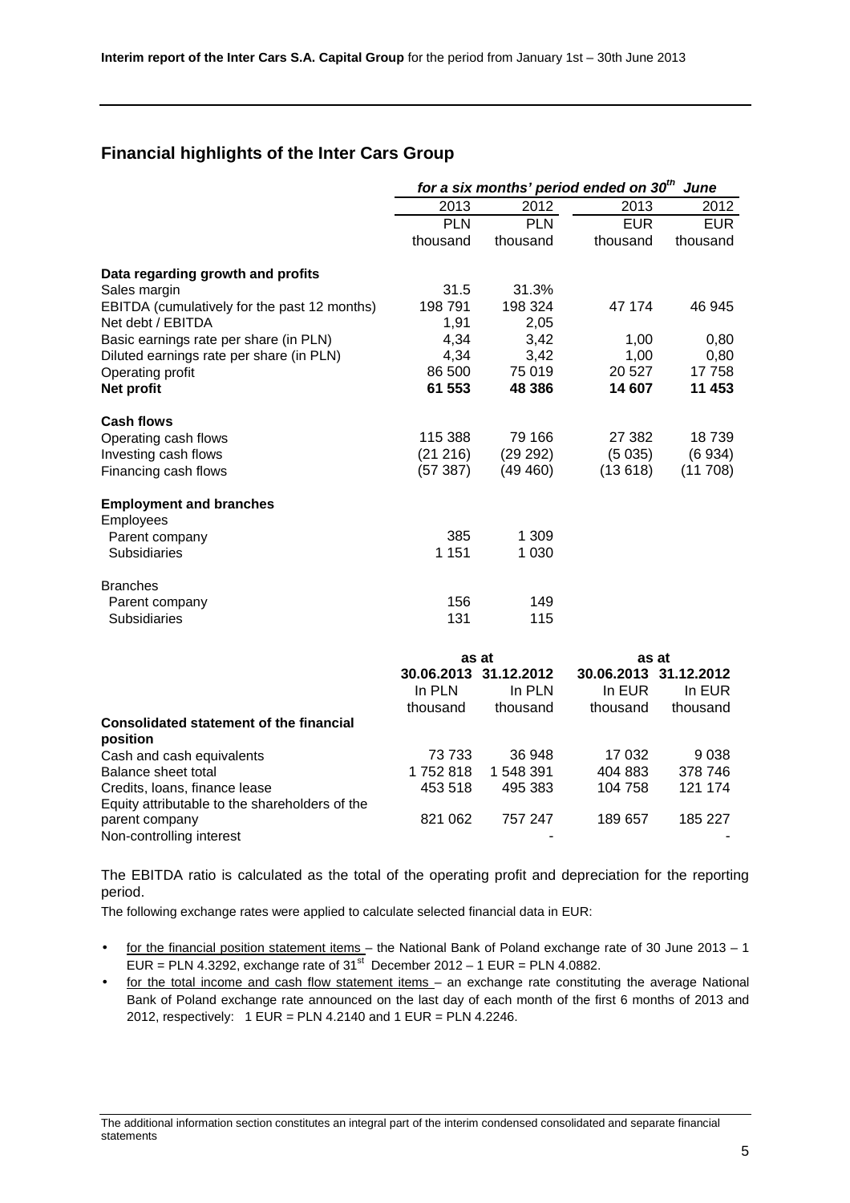## Financial highlights of the Inter Cars Group

| | *for a six months' period ended on 30th June* | | | |
|---|---|---|---|---|
| | 2013 | 2012 | 2013 | 2012 |
| | PLN thousand | PLN thousand | EUR thousand | EUR thousand |
| **Data regarding growth and profits** | | | | |
| Sales margin | 31.5 | 31.3% | | |
| EBITDA (cumulatively for the past 12 months) | 198 791 | 198 324 | 47 174 | 46 945 |
| Net debt / EBITDA | 1,91 | 2,05 | | |
| Basic earnings rate per share (in PLN) | 4,34 | 3,42 | 1,00 | 0,80 |
| Diluted earnings rate per share (in PLN) | 4,34 | 3,42 | 1,00 | 0,80 |
| Operating profit | 86 500 | 75 019 | 20 527 | 17 758 |
| **Net profit** | **61 553** | **48 386** | **14 607** | **11 453** |
| **Cash flows** | | | | |
| Operating cash flows | 115 388 | 79 166 | 27 382 | 18 739 |
| Investing cash flows | (21 216) | (29 292) | (5 035) | (6 934) |
| Financing cash flows | (57 387) | (49 460) | (13 618) | (11 708) |
| **Employment and branches** | | | | |
| Employees | | | | |
| Parent company | 385 | 1 309 | | |
| Subsidiaries | 1 151 | 1 030 | | |
| Branches | | | | |
| Parent company | 156 | 149 | | |
| Subsidiaries | 131 | 115 | | |

| | as at | | as at | |
|---|---|---|---|---|
| | **30.06.2013** | **31.12.2012** | **30.06.2013** | **31.12.2012** |
| | In PLN thousand | In PLN thousand | In EUR thousand | In EUR thousand |
| **Consolidated statement of the financial position** | | | | |
| Cash and cash equivalents | 73 733 | 36 948 | 17 032 | 9 038 |
| Balance sheet total | 1 752 818 | 1 548 391 | 404 883 | 378 746 |
| Credits, loans, finance lease | 453 518 | 495 383 | 104 758 | 121 174 |
| Equity attributable to the shareholders of the parent company | 821 062 | 757 247 | 189 657 | 185 227 |
| Non-controlling interest | | - | | - |

The EBITDA ratio is calculated as the total of the operating profit and depreciation for the reporting period.

The following exchange rates were applied to calculate selected financial data in EUR:

- for the financial position statement items – the National Bank of Poland exchange rate of 30 June 2013 – 1 EUR = PLN 4.3292, exchange rate of 31st December 2012 – 1 EUR = PLN 4.0882.
- for the total income and cash flow statement items – an exchange rate constituting the average National Bank of Poland exchange rate announced on the last day of each month of the first 6 months of 2013 and 2012, respectively: 1 EUR = PLN 4.2140 and 1 EUR = PLN 4.2246.

The additional information section constitutes an integral part of the interim condensed consolidated and separate financial statements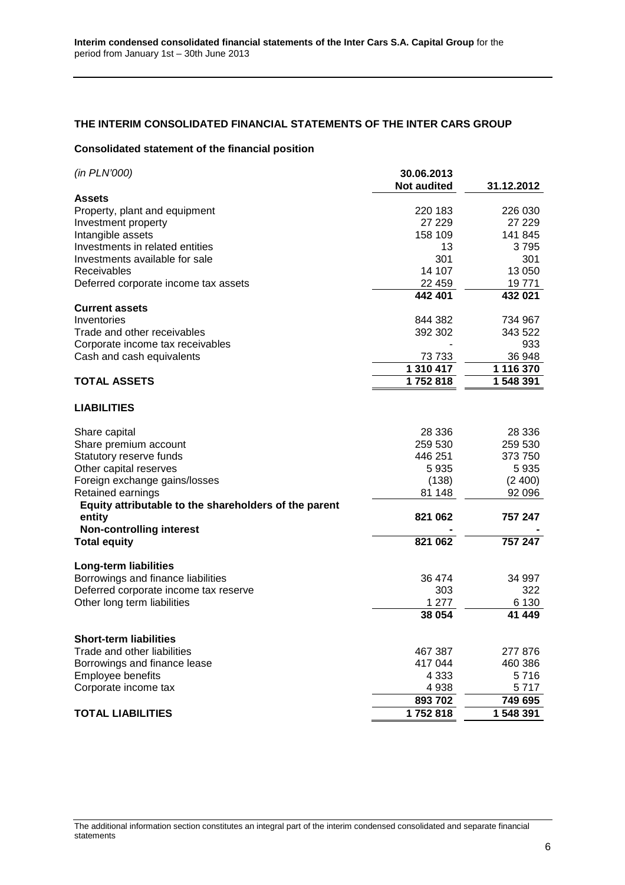## THE INTERIM CONSOLIDATED FINANCIAL STATEMENTS OF THE INTER CARS GROUP

### Consolidated statement of the financial position

| *(in PLN'000)* | 30.06.2013 Not audited | 31.12.2012 |
|---|---|---|
| **Assets** | | |
| Property, plant and equipment | 220 183 | 226 030 |
| Investment property | 27 229 | 27 229 |
| Intangible assets | 158 109 | 141 845 |
| Investments in related entities | 13 | 3 795 |
| Investments available for sale | 301 | 301 |
| Receivables | 14 107 | 13 050 |
| Deferred corporate income tax assets | 22 459 | 19 771 |
| | **442 401** | **432 021** |
| **Current assets** | | |
| Inventories | 844 382 | 734 967 |
| Trade and other receivables | 392 302 | 343 522 |
| Corporate income tax receivables | - | 933 |
| Cash and cash equivalents | 73 733 | 36 948 |
| | **1 310 417** | **1 116 370** |
| **TOTAL ASSETS** | **1 752 818** | **1 548 391** |
| **LIABILITIES** | | |
| Share capital | 28 336 | 28 336 |
| Share premium account | 259 530 | 259 530 |
| Statutory reserve funds | 446 251 | 373 750 |
| Other capital reserves | 5 935 | 5 935 |
| Foreign exchange gains/losses | (138) | (2 400) |
| Retained earnings | 81 148 | 92 096 |
| **Equity attributable to the shareholders of the parent entity** | **821 062** | **757 247** |
| **Non-controlling interest** | **-** | **-** |
| **Total equity** | **821 062** | **757 247** |
| **Long-term liabilities** | | |
| Borrowings and finance liabilities | 36 474 | 34 997 |
| Deferred corporate income tax reserve | 303 | 322 |
| Other long term liabilities | 1 277 | 6 130 |
| | **38 054** | **41 449** |
| **Short-term liabilities** | | |
| Trade and other liabilities | 467 387 | 277 876 |
| Borrowings and finance lease | 417 044 | 460 386 |
| Employee benefits | 4 333 | 5 716 |
| Corporate income tax | 4 938 | 5 717 |
| | **893 702** | **749 695** |
| **TOTAL LIABILITIES** | **1 752 818** | **1 548 391** |

The additional information section constitutes an integral part of the interim condensed consolidated and separate financial statements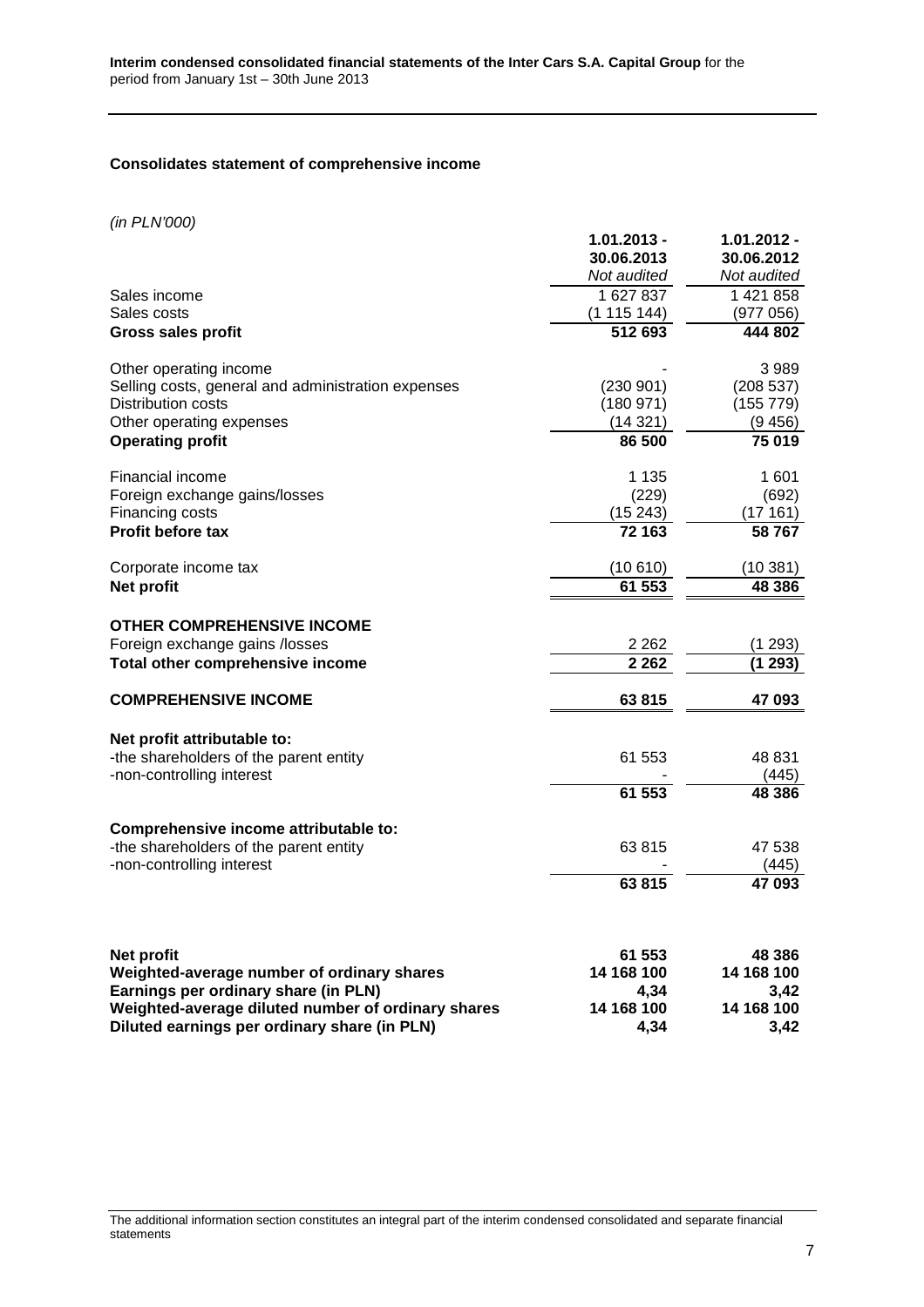## Consolidates statement of comprehensive income

*(in PLN'000)*

| | 1.01.2013 - 30.06.2013 *Not audited* | 1.01.2012 - 30.06.2012 *Not audited* |
|---|---|---|
| Sales income | 1 627 837 | 1 421 858 |
| Sales costs | (1 115 144) | (977 056) |
| **Gross sales profit** | **512 693** | **444 802** |
| | | |
| Other operating income | - | 3 989 |
| Selling costs, general and administration expenses | (230 901) | (208 537) |
| Distribution costs | (180 971) | (155 779) |
| Other operating expenses | (14 321) | (9 456) |
| **Operating profit** | **86 500** | **75 019** |
| | | |
| Financial income | 1 135 | 1 601 |
| Foreign exchange gains/losses | (229) | (692) |
| Financing costs | (15 243) | (17 161) |
| **Profit before tax** | **72 163** | **58 767** |
| | | |
| Corporate income tax | (10 610) | (10 381) |
| **Net profit** | **61 553** | **48 386** |
| | | |
| **OTHER COMPREHENSIVE INCOME** | | |
| Foreign exchange gains /losses | 2 262 | (1 293) |
| **Total other comprehensive income** | **2 262** | **(1 293)** |
| | | |
| **COMPREHENSIVE INCOME** | **63 815** | **47 093** |
| | | |
| **Net profit attributable to:** | | |
| -the shareholders of the parent entity | 61 553 | 48 831 |
| -non-controlling interest | - | (445) |
| | **61 553** | **48 386** |
| | | |
| **Comprehensive income attributable to:** | | |
| -the shareholders of the parent entity | 63 815 | 47 538 |
| -non-controlling interest | - | (445) |
| | **63 815** | **47 093** |
| | | |
| **Net profit** | **61 553** | **48 386** |
| **Weighted-average number of ordinary shares** | **14 168 100** | **14 168 100** |
| **Earnings per ordinary share (in PLN)** | **4,34** | **3,42** |
| **Weighted-average diluted number of ordinary shares** | **14 168 100** | **14 168 100** |
| **Diluted earnings per ordinary share (in PLN)** | **4,34** | **3,42** |

The additional information section constitutes an integral part of the interim condensed consolidated and separate financial statements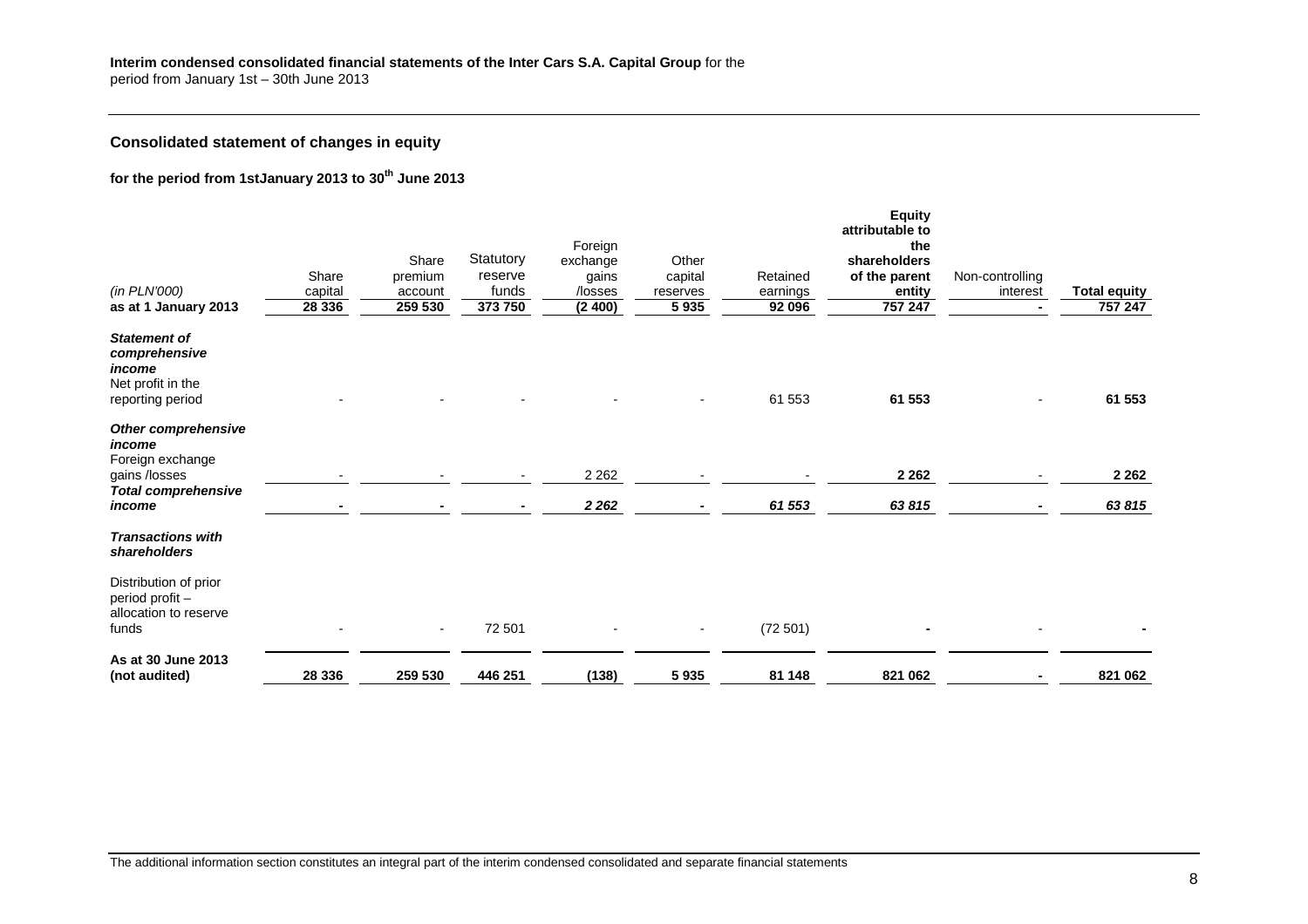## Consolidated statement of changes in equity

### for the period from 1stJanuary 2013 to 30th June 2013

| (in PLN'000) | Share capital | Share premium account | Statutory reserve funds | Foreign exchange gains /losses | Other capital reserves | Retained earnings | Equity attributable to the shareholders of the parent entity | Non-controlling interest | Total equity |
|---|---|---|---|---|---|---|---|---|---|
| **as at 1 January 2013** | **28 336** | **259 530** | **373 750** | **(2 400)** | **5 935** | **92 096** | **757 247** | **-** | **757 247** |
| ***Statement of comprehensive income*** | | | | | | | | | |
| Net profit in the reporting period | - | - | - | - | - | 61 553 | **61 553** | - | **61 553** |
| ***Other comprehensive income*** | | | | | | | | | |
| Foreign exchange gains /losses | - | - | - | 2 262 | - | - | **2 262** | - | **2 262** |
| ***Total comprehensive income*** | **-** | **-** | **-** | ***2 262*** | **-** | ***61 553*** | ***63 815*** | **-** | ***63 815*** |
| ***Transactions with shareholders*** | | | | | | | | | |
| Distribution of prior period profit – allocation to reserve funds | - | - | 72 501 | - | - | (72 501) | **-** | - | **-** |
| **As at 30 June 2013 (not audited)** | **28 336** | **259 530** | **446 251** | **(138)** | **5 935** | **81 148** | **821 062** | **-** | **821 062** |

The additional information section constitutes an integral part of the interim condensed consolidated and separate financial statements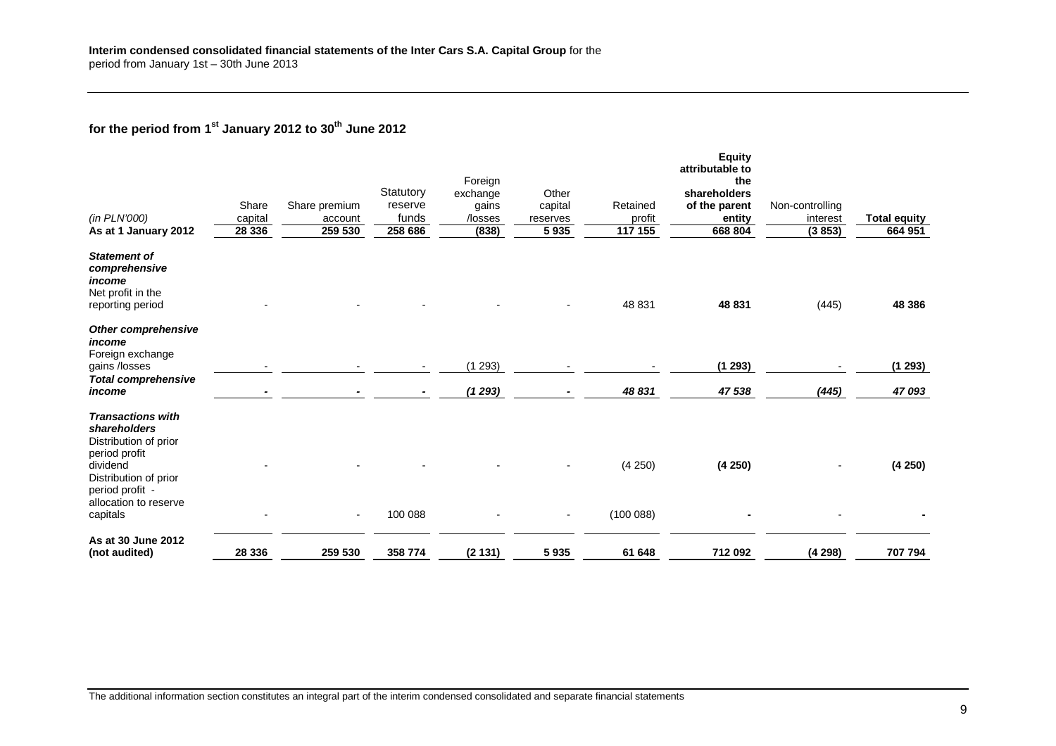## for the period from 1st January 2012 to 30th June 2012

| *(in PLN'000)* | Share capital | Share premium account | Statutory reserve funds | Foreign exchange gains /losses | Other capital reserves | Retained profit | Equity attributable to the shareholders of the parent entity | Non-controlling interest | Total equity |
|---|---|---|---|---|---|---|---|---|---|
| **As at 1 January 2012** | **28 336** | **259 530** | **258 686** | **(838)** | **5 935** | **117 155** | **668 804** | **(3 853)** | **664 951** |
| ***Statement of comprehensive income*** | | | | | | | | | |
| Net profit in the reporting period | - | - | - | - | - | 48 831 | **48 831** | (445) | **48 386** |
| ***Other comprehensive income*** | | | | | | | | | |
| Foreign exchange gains /losses | - | - | - | (1 293) | - | - | **(1 293)** | - | **(1 293)** |
| ***Total comprehensive income*** | **-** | **-** | **-** | ***(1 293)*** | **-** | ***48 831*** | ***47 538*** | ***(445)*** | ***47 093*** |
| ***Transactions with shareholders*** | | | | | | | | | |
| Distribution of prior period profit dividend | - | - | - | - | - | (4 250) | **(4 250)** | - | **(4 250)** |
| Distribution of prior period profit - allocation to reserve capitals | - | - | 100 088 | - | - | (100 088) | **-** | - | **-** |
| **As at 30 June 2012 (not audited)** | **28 336** | **259 530** | **358 774** | **(2 131)** | **5 935** | **61 648** | **712 092** | **(4 298)** | **707 794** |

The additional information section constitutes an integral part of the interim condensed consolidated and separate financial statements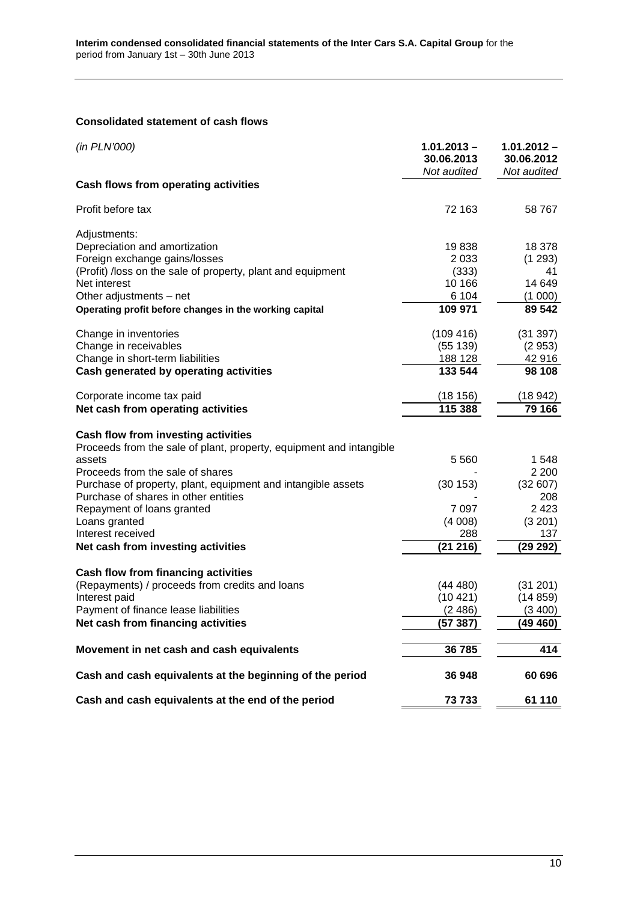**Consolidated statement of cash flows**

| *(in PLN'000)* | **1.01.2013 – 30.06.2013** *Not audited* | **1.01.2012 – 30.06.2012** *Not audited* |
|---|---|---|
| **Cash flows from operating activities** | | |
| Profit before tax | 72 163 | 58 767 |
| Adjustments: | | |
| Depreciation and amortization | 19 838 | 18 378 |
| Foreign exchange gains/losses | 2 033 | (1 293) |
| (Profit) /loss on the sale of property, plant and equipment | (333) | 41 |
| Net interest | 10 166 | 14 649 |
| Other adjustments – net | 6 104 | (1 000) |
| **Operating profit before changes in the working capital** | **109 971** | **89 542** |
| Change in inventories | (109 416) | (31 397) |
| Change in receivables | (55 139) | (2 953) |
| Change in short-term liabilities | 188 128 | 42 916 |
| **Cash generated by operating activities** | **133 544** | **98 108** |
| Corporate income tax paid | (18 156) | (18 942) |
| **Net cash from operating activities** | **115 388** | **79 166** |
| **Cash flow from investing activities** | | |
| Proceeds from the sale of plant, property, equipment and intangible assets | 5 560 | 1 548 |
| Proceeds from the sale of shares | - | 2 200 |
| Purchase of property, plant, equipment and intangible assets | (30 153) | (32 607) |
| Purchase of shares in other entities | - | 208 |
| Repayment of loans granted | 7 097 | 2 423 |
| Loans granted | (4 008) | (3 201) |
| Interest received | 288 | 137 |
| **Net cash from investing activities** | **(21 216)** | **(29 292)** |
| **Cash flow from financing activities** | | |
| (Repayments) / proceeds from credits and loans | (44 480) | (31 201) |
| Interest paid | (10 421) | (14 859) |
| Payment of finance lease liabilities | (2 486) | (3 400) |
| **Net cash from financing activities** | **(57 387)** | **(49 460)** |
| **Movement in net cash and cash equivalents** | **36 785** | **414** |
| **Cash and cash equivalents at the beginning of the period** | **36 948** | **60 696** |
| **Cash and cash equivalents at the end of the period** | **73 733** | **61 110** |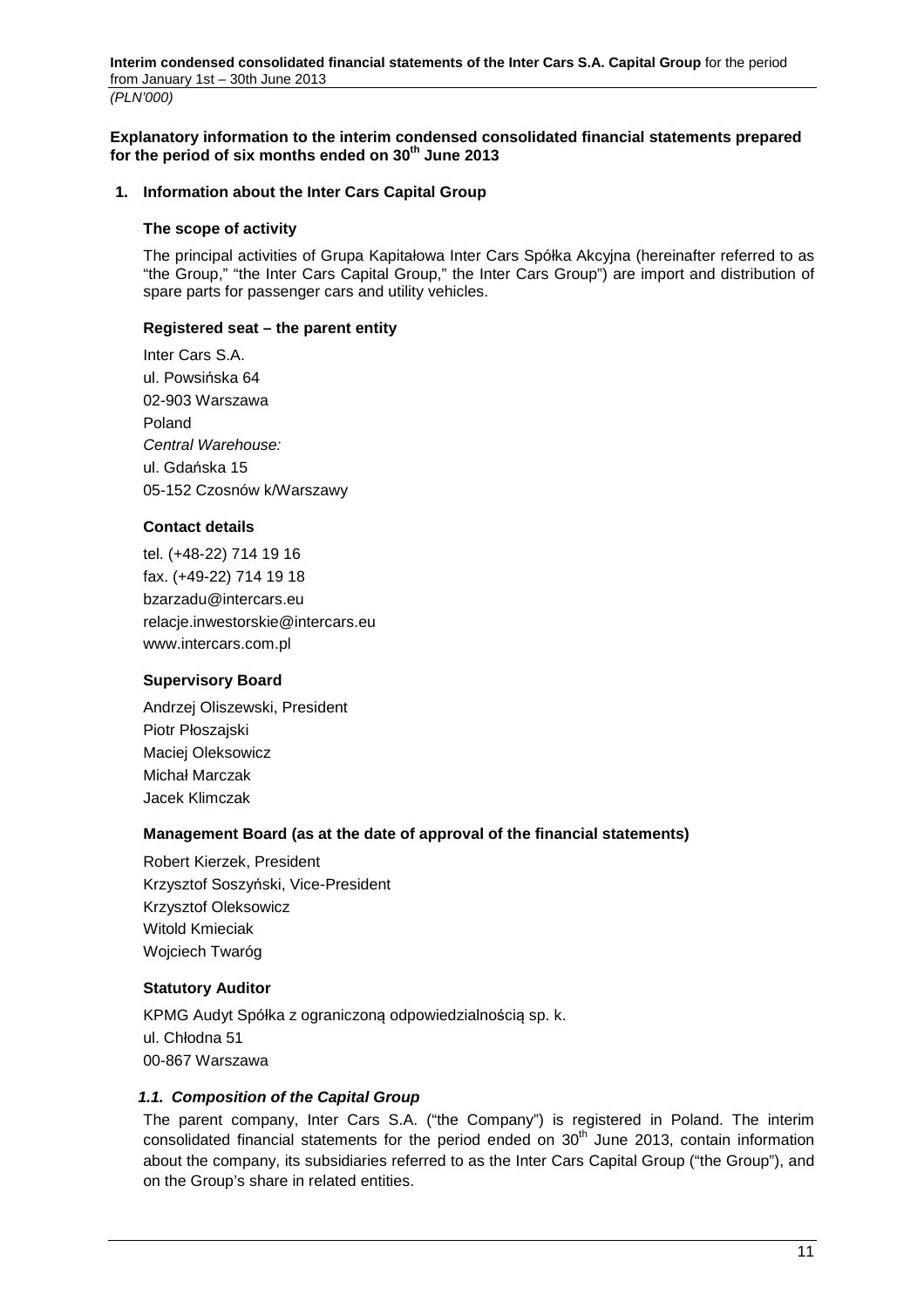**Explanatory information to the interim condensed consolidated financial statements prepared for the period of six months ended on 30th June 2013**

## 1. Information about the Inter Cars Capital Group

### The scope of activity

The principal activities of Grupa Kapitałowa Inter Cars Spółka Akcyjna (hereinafter referred to as "the Group," "the Inter Cars Capital Group," the Inter Cars Group") are import and distribution of spare parts for passenger cars and utility vehicles.

### Registered seat – the parent entity

Inter Cars S.A.
ul. Powsińska 64
02-903 Warszawa
Poland
*Central Warehouse:*
ul. Gdańska 15
05-152 Czosnów k/Warszawy

### Contact details

tel. (+48-22) 714 19 16
fax. (+49-22) 714 19 18
bzarzadu@intercars.eu
relacje.inwestorskie@intercars.eu
www.intercars.com.pl

### Supervisory Board

Andrzej Oliszewski, President
Piotr Płoszajski
Maciej Oleksowicz
Michał Marczak
Jacek Klimczak

### Management Board (as at the date of approval of the financial statements)

Robert Kierzek, President
Krzysztof Soszyński, Vice-President
Krzysztof Oleksowicz
Witold Kmieciak
Wojciech Twaróg

### Statutory Auditor

KPMG Audyt Spółka z ograniczoną odpowiedzialnością sp. k.
ul. Chłodna 51
00-867 Warszawa

### *1.1. Composition of the Capital Group*

The parent company, Inter Cars S.A. ("the Company") is registered in Poland. The interim consolidated financial statements for the period ended on 30th June 2013, contain information about the company, its subsidiaries referred to as the Inter Cars Capital Group ("the Group"), and on the Group's share in related entities.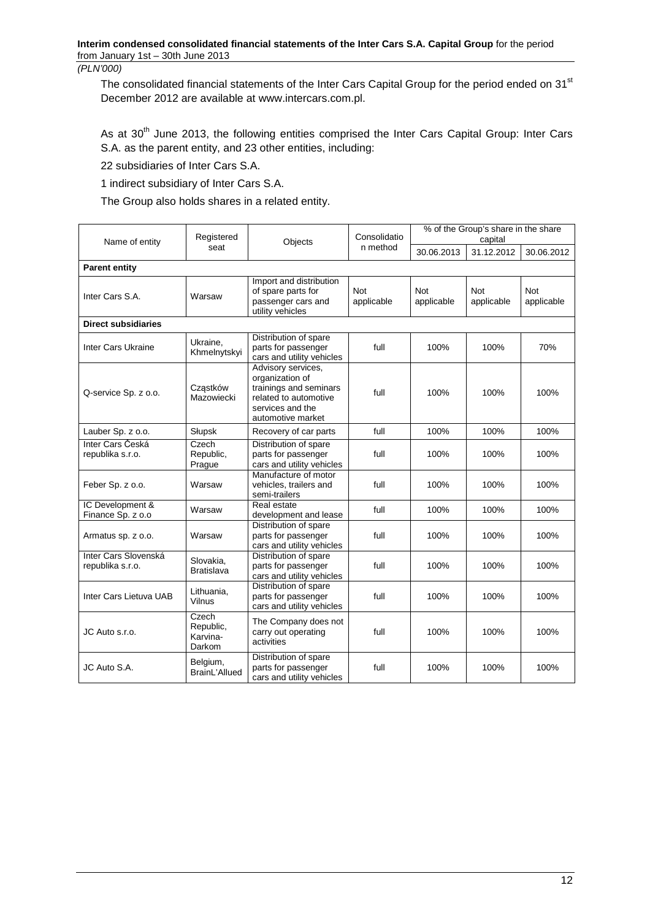The consolidated financial statements of the Inter Cars Capital Group for the period ended on 31[st] December 2012 are available at www.intercars.com.pl.

As at 30[th] June 2013, the following entities comprised the Inter Cars Capital Group: Inter Cars S.A. as the parent entity, and 23 other entities, including:

22 subsidiaries of Inter Cars S.A.

1 indirect subsidiary of Inter Cars S.A.

The Group also holds shares in a related entity.

| Name of entity | Registered seat | Objects | Consolidation method | % of the Group's share in the share capital | | |
|---|---|---|---|---|---|---|
| | | | | 30.06.2013 | 31.12.2012 | 30.06.2012 |
| **Parent entity** | | | | | | |
| Inter Cars S.A. | Warsaw | Import and distribution of spare parts for passenger cars and utility vehicles | Not applicable | Not applicable | Not applicable | Not applicable |
| **Direct subsidiaries** | | | | | | |
| Inter Cars Ukraine | Ukraine, Khmelnytskyi | Distribution of spare parts for passenger cars and utility vehicles | full | 100% | 100% | 70% |
| Q-service Sp. z o.o. | Cząstków Mazowiecki | Advisory services, organization of trainings and seminars related to automotive services and the automotive market | full | 100% | 100% | 100% |
| Lauber Sp. z o.o. | Słupsk | Recovery of car parts | full | 100% | 100% | 100% |
| Inter Cars Česká republika s.r.o. | Czech Republic, Prague | Distribution of spare parts for passenger cars and utility vehicles | full | 100% | 100% | 100% |
| Feber Sp. z o.o. | Warsaw | Manufacture of motor vehicles, trailers and semi-trailers | full | 100% | 100% | 100% |
| IC Development & Finance Sp. z o.o | Warsaw | Real estate development and lease | full | 100% | 100% | 100% |
| Armatus sp. z o.o. | Warsaw | Distribution of spare parts for passenger cars and utility vehicles | full | 100% | 100% | 100% |
| Inter Cars Slovenská republika s.r.o. | Slovakia, Bratislava | Distribution of spare parts for passenger cars and utility vehicles | full | 100% | 100% | 100% |
| Inter Cars Lietuva UAB | Lithuania, Vilnus | Distribution of spare parts for passenger cars and utility vehicles | full | 100% | 100% | 100% |
| JC Auto s.r.o. | Czech Republic, Karvina-Darkom | The Company does not carry out operating activities | full | 100% | 100% | 100% |
| JC Auto S.A. | Belgium, BrainL'Allued | Distribution of spare parts for passenger cars and utility vehicles | full | 100% | 100% | 100% |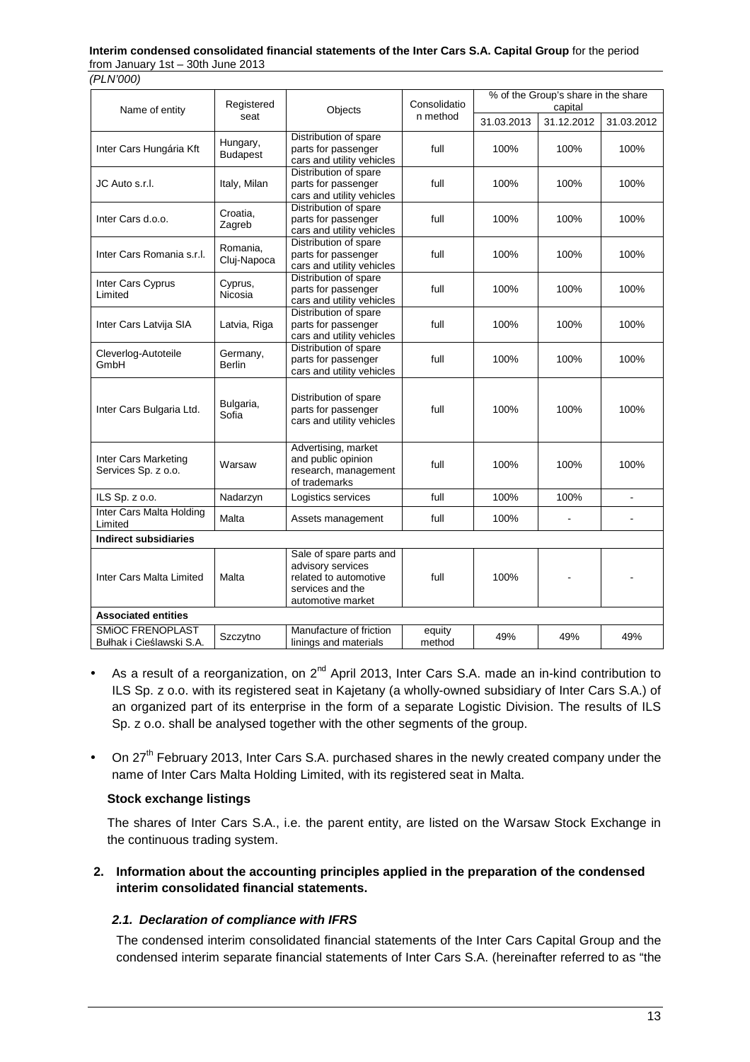| Name of entity | Registered seat | Objects | Consolidation method | % of the Group's share in the share capital | | |
|---|---|---|---|---|---|---|
| | | | | 31.03.2013 | 31.12.2012 | 31.03.2012 |
| Inter Cars Hungária Kft | Hungary, Budapest | Distribution of spare parts for passenger cars and utility vehicles | full | 100% | 100% | 100% |
| JC Auto s.r.l. | Italy, Milan | Distribution of spare parts for passenger cars and utility vehicles | full | 100% | 100% | 100% |
| Inter Cars d.o.o. | Croatia, Zagreb | Distribution of spare parts for passenger cars and utility vehicles | full | 100% | 100% | 100% |
| Inter Cars Romania s.r.l. | Romania, Cluj-Napoca | Distribution of spare parts for passenger cars and utility vehicles | full | 100% | 100% | 100% |
| Inter Cars Cyprus Limited | Cyprus, Nicosia | Distribution of spare parts for passenger cars and utility vehicles | full | 100% | 100% | 100% |
| Inter Cars Latvija SIA | Latvia, Riga | Distribution of spare parts for passenger cars and utility vehicles | full | 100% | 100% | 100% |
| Cleverlog-Autoteile GmbH | Germany, Berlin | Distribution of spare parts for passenger cars and utility vehicles | full | 100% | 100% | 100% |
| Inter Cars Bulgaria Ltd. | Bulgaria, Sofia | Distribution of spare parts for passenger cars and utility vehicles | full | 100% | 100% | 100% |
| Inter Cars Marketing Services Sp. z o.o. | Warsaw | Advertising, market and public opinion research, management of trademarks | full | 100% | 100% | 100% |
| ILS Sp. z o.o. | Nadarzyn | Logistics services | full | 100% | 100% | - |
| Inter Cars Malta Holding Limited | Malta | Assets management | full | 100% | - | - |
| **Indirect subsidiaries** | | | | | | |
| Inter Cars Malta Limited | Malta | Sale of spare parts and advisory services related to automotive services and the automotive market | full | 100% | - | - |
| **Associated entities** | | | | | | |
| SMiOC FRENOPLAST Bułhak i Cieślawski S.A. | Szczytno | Manufacture of friction linings and materials | equity method | 49% | 49% | 49% |

- As a result of a reorganization, on 2nd April 2013, Inter Cars S.A. made an in-kind contribution to ILS Sp. z o.o. with its registered seat in Kajetany (a wholly-owned subsidiary of Inter Cars S.A.) of an organized part of its enterprise in the form of a separate Logistic Division. The results of ILS Sp. z o.o. shall be analysed together with the other segments of the group.
- On 27th February 2013, Inter Cars S.A. purchased shares in the newly created company under the name of Inter Cars Malta Holding Limited, with its registered seat in Malta.

**Stock exchange listings**

The shares of Inter Cars S.A., i.e. the parent entity, are listed on the Warsaw Stock Exchange in the continuous trading system.

## 2. Information about the accounting principles applied in the preparation of the condensed interim consolidated financial statements.

### *2.1. Declaration of compliance with IFRS*

The condensed interim consolidated financial statements of the Inter Cars Capital Group and the condensed interim separate financial statements of Inter Cars S.A. (hereinafter referred to as "the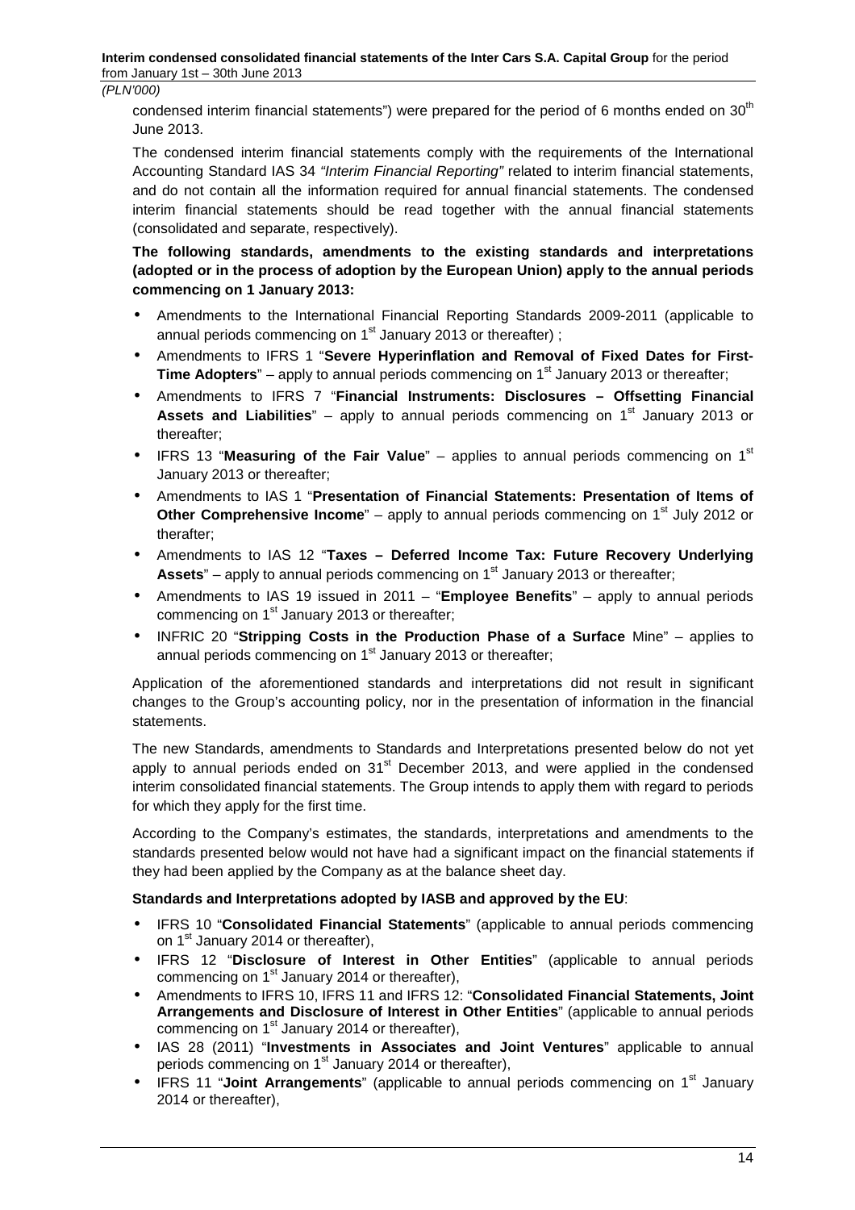condensed interim financial statements") were prepared for the period of 6 months ended on 30th June 2013.

The condensed interim financial statements comply with the requirements of the International Accounting Standard IAS 34 *"Interim Financial Reporting"* related to interim financial statements, and do not contain all the information required for annual financial statements. The condensed interim financial statements should be read together with the annual financial statements (consolidated and separate, respectively).

**The following standards, amendments to the existing standards and interpretations (adopted or in the process of adoption by the European Union) apply to the annual periods commencing on 1 January 2013:**

- Amendments to the International Financial Reporting Standards 2009-2011 (applicable to annual periods commencing on 1st January 2013 or thereafter) ;
- Amendments to IFRS 1 "**Severe Hyperinflation and Removal of Fixed Dates for First-Time Adopters**" – apply to annual periods commencing on 1st January 2013 or thereafter;
- Amendments to IFRS 7 "**Financial Instruments: Disclosures – Offsetting Financial Assets and Liabilities**" – apply to annual periods commencing on 1st January 2013 or thereafter;
- IFRS 13 "**Measuring of the Fair Value**" – applies to annual periods commencing on 1st January 2013 or thereafter;
- Amendments to IAS 1 "**Presentation of Financial Statements: Presentation of Items of Other Comprehensive Income**" – apply to annual periods commencing on 1st July 2012 or therafter;
- Amendments to IAS 12 "**Taxes – Deferred Income Tax: Future Recovery Underlying Assets**" – apply to annual periods commencing on 1st January 2013 or thereafter;
- Amendments to IAS 19 issued in 2011 – "**Employee Benefits**" – apply to annual periods commencing on 1st January 2013 or thereafter;
- INFRIC 20 "**Stripping Costs in the Production Phase of a Surface** Mine" – applies to annual periods commencing on 1st January 2013 or thereafter;

Application of the aforementioned standards and interpretations did not result in significant changes to the Group's accounting policy, nor in the presentation of information in the financial statements.

The new Standards, amendments to Standards and Interpretations presented below do not yet apply to annual periods ended on 31st December 2013, and were applied in the condensed interim consolidated financial statements. The Group intends to apply them with regard to periods for which they apply for the first time.

According to the Company's estimates, the standards, interpretations and amendments to the standards presented below would not have had a significant impact on the financial statements if they had been applied by the Company as at the balance sheet day.

**Standards and Interpretations adopted by IASB and approved by the EU**:

- IFRS 10 "**Consolidated Financial Statements**" (applicable to annual periods commencing on 1st January 2014 or thereafter),
- IFRS 12 "**Disclosure of Interest in Other Entities**" (applicable to annual periods commencing on 1st January 2014 or thereafter),
- Amendments to IFRS 10, IFRS 11 and IFRS 12: "**Consolidated Financial Statements, Joint Arrangements and Disclosure of Interest in Other Entities**" (applicable to annual periods commencing on 1st January 2014 or thereafter),
- IAS 28 (2011) "**Investments in Associates and Joint Ventures**" applicable to annual periods commencing on 1st January 2014 or thereafter),
- IFRS 11 "**Joint Arrangements**" (applicable to annual periods commencing on 1st January 2014 or thereafter),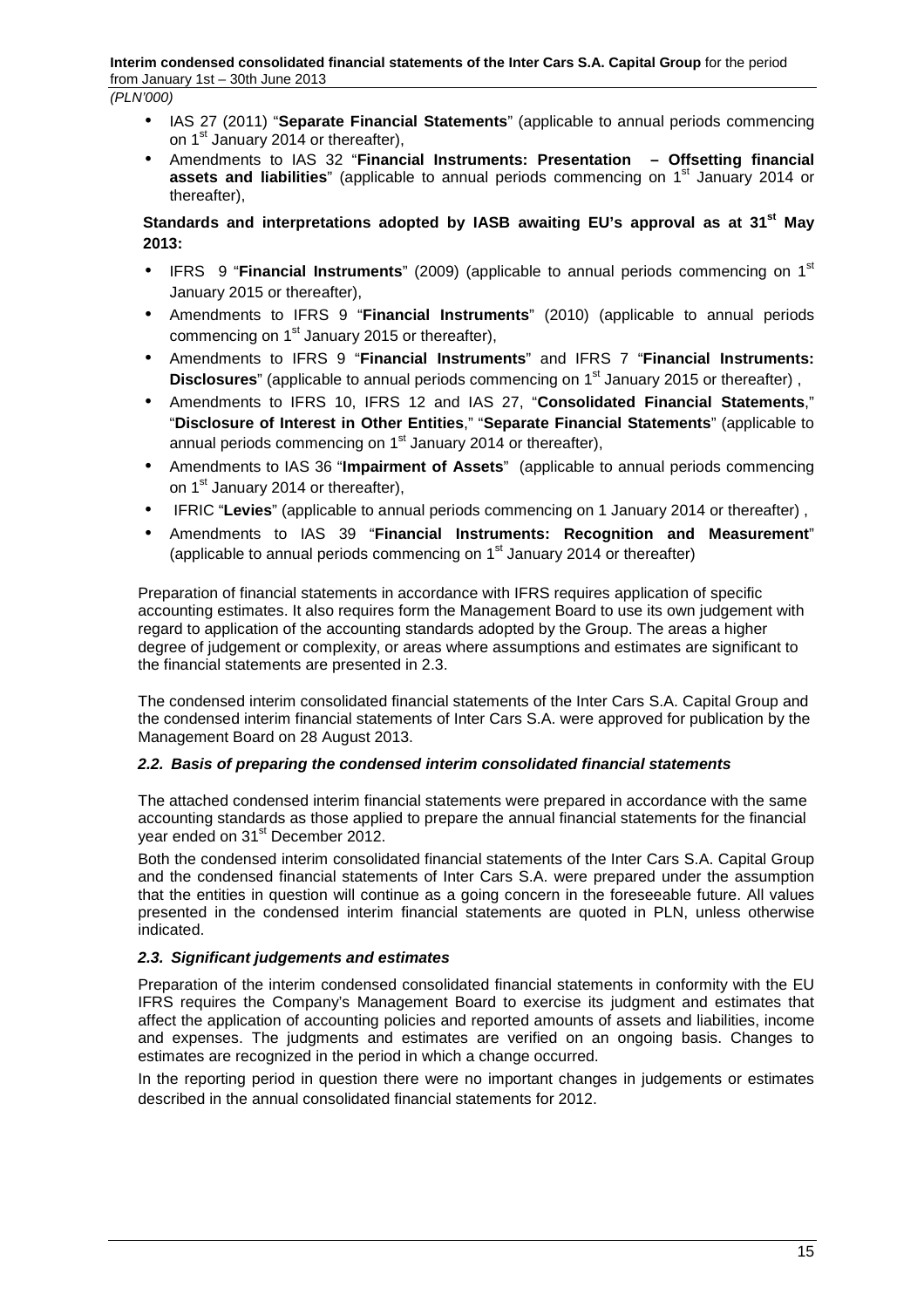- IAS 27 (2011) "**Separate Financial Statements**" (applicable to annual periods commencing on 1st January 2014 or thereafter),
- Amendments to IAS 32 "**Financial Instruments: Presentation – Offsetting financial assets and liabilities**" (applicable to annual periods commencing on 1st January 2014 or thereafter),

**Standards and interpretations adopted by IASB awaiting EU's approval as at 31st May 2013:**

- IFRS 9 "**Financial Instruments**" (2009) (applicable to annual periods commencing on 1st January 2015 or thereafter),
- Amendments to IFRS 9 "**Financial Instruments**" (2010) (applicable to annual periods commencing on 1st January 2015 or thereafter),
- Amendments to IFRS 9 "**Financial Instruments**" and IFRS 7 "**Financial Instruments: Disclosures**" (applicable to annual periods commencing on 1st January 2015 or thereafter) ,
- Amendments to IFRS 10, IFRS 12 and IAS 27, "**Consolidated Financial Statements**," "**Disclosure of Interest in Other Entities**," "**Separate Financial Statements**" (applicable to annual periods commencing on 1st January 2014 or thereafter),
- Amendments to IAS 36 "**Impairment of Assets**" (applicable to annual periods commencing on 1st January 2014 or thereafter),
- IFRIC "**Levies**" (applicable to annual periods commencing on 1 January 2014 or thereafter) ,
- Amendments to IAS 39 "**Financial Instruments: Recognition and Measurement**" (applicable to annual periods commencing on 1st January 2014 or thereafter)

Preparation of financial statements in accordance with IFRS requires application of specific accounting estimates. It also requires form the Management Board to use its own judgement with regard to application of the accounting standards adopted by the Group. The areas a higher degree of judgement or complexity, or areas where assumptions and estimates are significant to the financial statements are presented in 2.3.

The condensed interim consolidated financial statements of the Inter Cars S.A. Capital Group and the condensed interim financial statements of Inter Cars S.A. were approved for publication by the Management Board on 28 August 2013.

### *2.2. Basis of preparing the condensed interim consolidated financial statements*

The attached condensed interim financial statements were prepared in accordance with the same accounting standards as those applied to prepare the annual financial statements for the financial year ended on 31st December 2012.

Both the condensed interim consolidated financial statements of the Inter Cars S.A. Capital Group and the condensed financial statements of Inter Cars S.A. were prepared under the assumption that the entities in question will continue as a going concern in the foreseeable future. All values presented in the condensed interim financial statements are quoted in PLN, unless otherwise indicated.

### *2.3. Significant judgements and estimates*

Preparation of the interim condensed consolidated financial statements in conformity with the EU IFRS requires the Company's Management Board to exercise its judgment and estimates that affect the application of accounting policies and reported amounts of assets and liabilities, income and expenses. The judgments and estimates are verified on an ongoing basis. Changes to estimates are recognized in the period in which a change occurred.

In the reporting period in question there were no important changes in judgements or estimates described in the annual consolidated financial statements for 2012.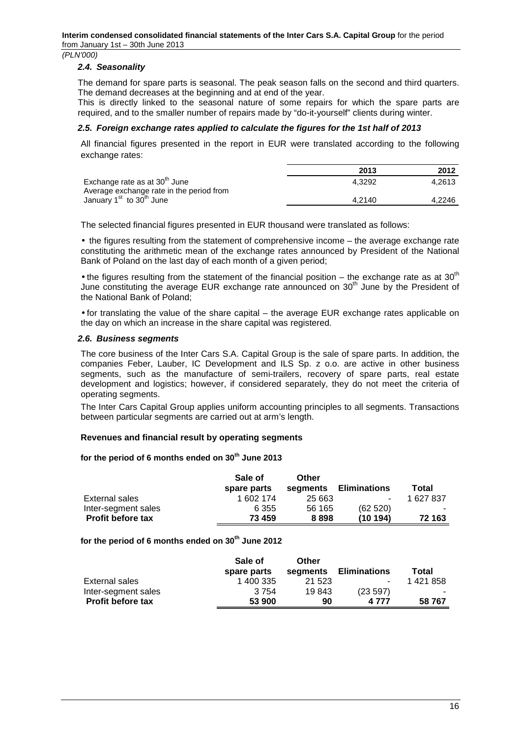(PLN'000)

### *2.4. Seasonality*

The demand for spare parts is seasonal. The peak season falls on the second and third quarters. The demand decreases at the beginning and at end of the year.

This is directly linked to the seasonal nature of some repairs for which the spare parts are required, and to the smaller number of repairs made by "do-it-yourself" clients during winter.

### *2.5. Foreign exchange rates applied to calculate the figures for the 1st half of 2013*

All financial figures presented in the report in EUR were translated according to the following exchange rates:

| | 2013 | 2012 |
|---|---|---|
| Exchange rate as at 30th June | 4,3292 | 4,2613 |
| Average exchange rate in the period from January 1st to 30th June | 4,2140 | 4,2246 |

The selected financial figures presented in EUR thousand were translated as follows:

- the figures resulting from the statement of comprehensive income – the average exchange rate constituting the arithmetic mean of the exchange rates announced by President of the National Bank of Poland on the last day of each month of a given period;

- the figures resulting from the statement of the financial position – the exchange rate as at 30th June constituting the average EUR exchange rate announced on 30th June by the President of the National Bank of Poland;

- for translating the value of the share capital – the average EUR exchange rates applicable on the day on which an increase in the share capital was registered.

### *2.6. Business segments*

The core business of the Inter Cars S.A. Capital Group is the sale of spare parts. In addition, the companies Feber, Lauber, IC Development and ILS Sp. z o.o. are active in other business segments, such as the manufacture of semi-trailers, recovery of spare parts, real estate development and logistics; however, if considered separately, they do not meet the criteria of operating segments.

The Inter Cars Capital Group applies uniform accounting principles to all segments. Transactions between particular segments are carried out at arm's length.

**Revenues and financial result by operating segments**

**for the period of 6 months ended on 30th June 2013**

| | Sale of spare parts | Other segments | Eliminations | Total |
|---|---|---|---|---|
| External sales | 1 602 174 | 25 663 | - | 1 627 837 |
| Inter-segment sales | 6 355 | 56 165 | (62 520) | - |
| **Profit before tax** | **73 459** | **8 898** | **(10 194)** | **72 163** |

**for the period of 6 months ended on 30th June 2012**

| | Sale of spare parts | Other segments | Eliminations | Total |
|---|---|---|---|---|
| External sales | 1 400 335 | 21 523 | - | 1 421 858 |
| Inter-segment sales | 3 754 | 19 843 | (23 597) | - |
| **Profit before tax** | **53 900** | **90** | **4 777** | **58 767** |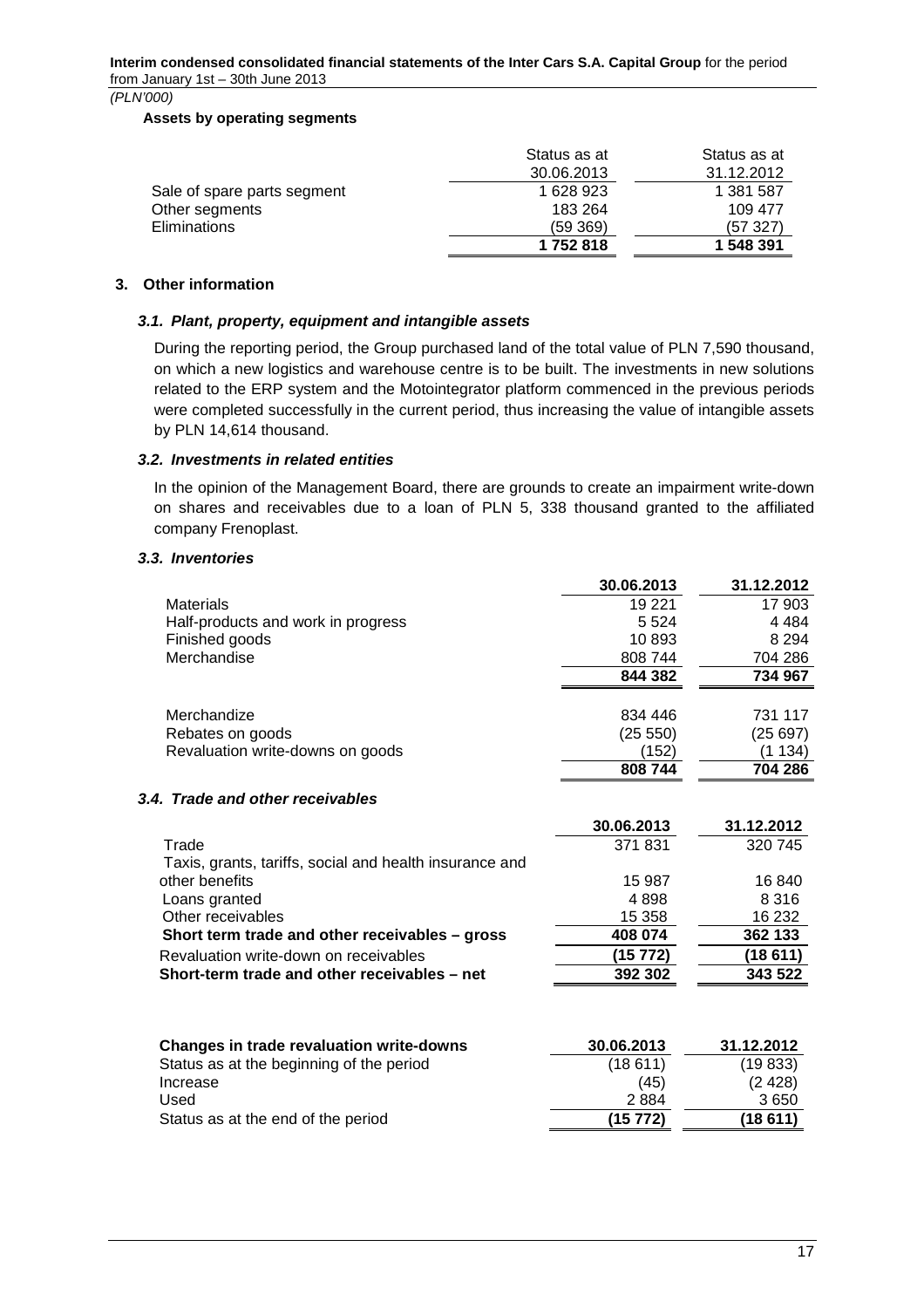*(PLN'000)*

**Assets by operating segments**

| | Status as at 30.06.2013 | Status as at 31.12.2012 |
|---|---|---|
| Sale of spare parts segment | 1 628 923 | 1 381 587 |
| Other segments | 183 264 | 109 477 |
| Eliminations | (59 369) | (57 327) |
| | **1 752 818** | **1 548 391** |

## 3. Other information

### *3.1. Plant, property, equipment and intangible assets*

During the reporting period, the Group purchased land of the total value of PLN 7,590 thousand, on which a new logistics and warehouse centre is to be built. The investments in new solutions related to the ERP system and the Motointegrator platform commenced in the previous periods were completed successfully in the current period, thus increasing the value of intangible assets by PLN 14,614 thousand.

### *3.2. Investments in related entities*

In the opinion of the Management Board, there are grounds to create an impairment write-down on shares and receivables due to a loan of PLN 5, 338 thousand granted to the affiliated company Frenoplast.

### *3.3. Inventories*

| | **30.06.2013** | **31.12.2012** |
|---|---|---|
| Materials | 19 221 | 17 903 |
| Half-products and work in progress | 5 524 | 4 484 |
| Finished goods | 10 893 | 8 294 |
| Merchandise | 808 744 | 704 286 |
| | **844 382** | **734 967** |

| | | |
|---|---|---|
| Merchandize | 834 446 | 731 117 |
| Rebates on goods | (25 550) | (25 697) |
| Revaluation write-downs on goods | (152) | (1 134) |
| | **808 744** | **704 286** |

### *3.4. Trade and other receivables*

| | **30.06.2013** | **31.12.2012** |
|---|---|---|
| Trade | 371 831 | 320 745 |
| Taxis, grants, tariffs, social and health insurance and other benefits | 15 987 | 16 840 |
| Loans granted | 4 898 | 8 316 |
| Other receivables | 15 358 | 16 232 |
| **Short term trade and other receivables – gross** | **408 074** | **362 133** |
| Revaluation write-down on receivables | **(15 772)** | **(18 611)** |
| **Short-term trade and other receivables – net** | **392 302** | **343 522** |

| **Changes in trade revaluation write-downs** | **30.06.2013** | **31.12.2012** |
|---|---|---|
| Status as at the beginning of the period | (18 611) | (19 833) |
| Increase | (45) | (2 428) |
| Used | 2 884 | 3 650 |
| Status as at the end of the period | **(15 772)** | **(18 611)** |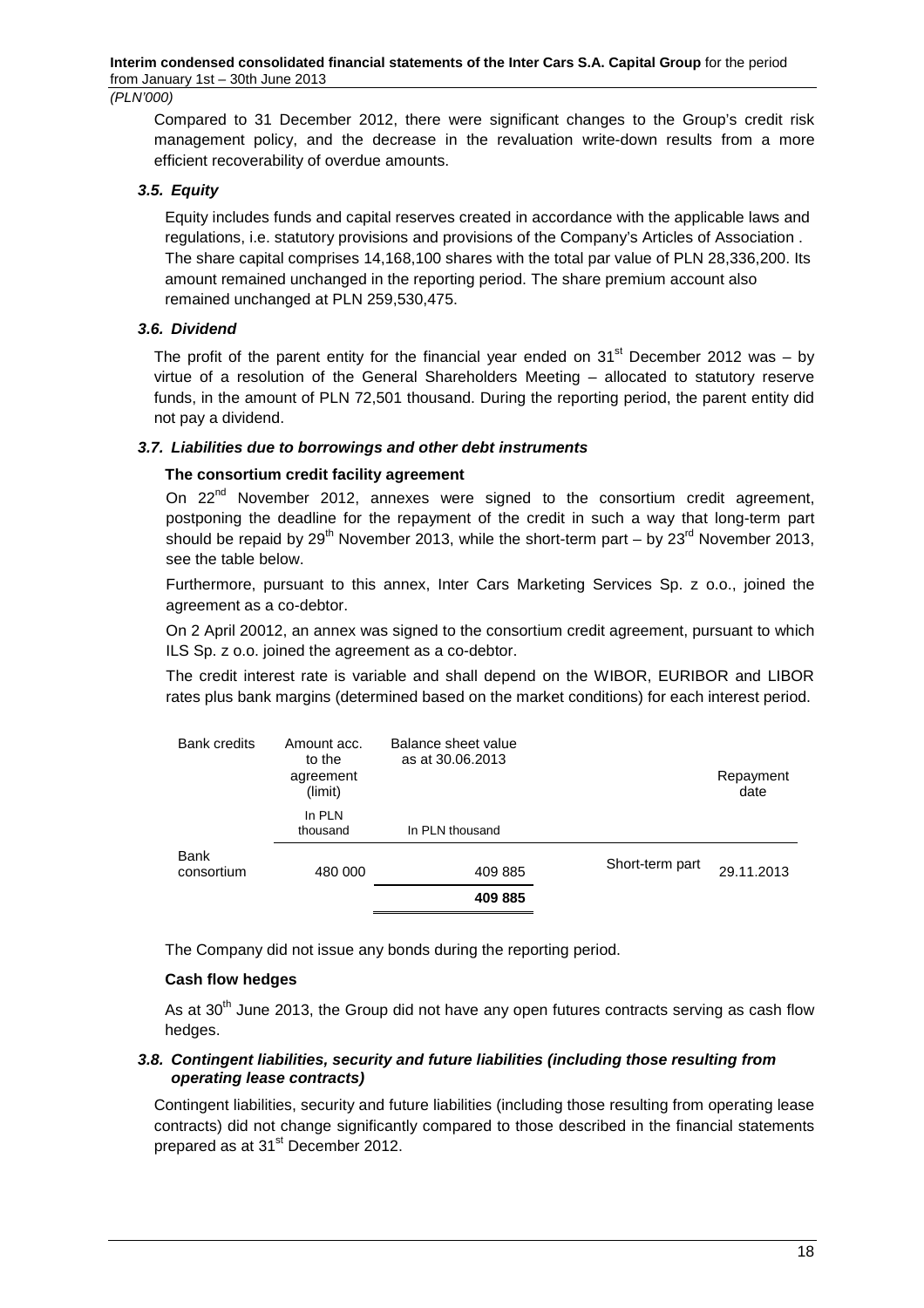Compared to 31 December 2012, there were significant changes to the Group's credit risk management policy, and the decrease in the revaluation write-down results from a more efficient recoverability of overdue amounts.

### *3.5. Equity*

Equity includes funds and capital reserves created in accordance with the applicable laws and regulations, i.e. statutory provisions and provisions of the Company's Articles of Association . The share capital comprises 14,168,100 shares with the total par value of PLN 28,336,200. Its amount remained unchanged in the reporting period. The share premium account also remained unchanged at PLN 259,530,475.

### *3.6. Dividend*

The profit of the parent entity for the financial year ended on 31st December 2012 was – by virtue of a resolution of the General Shareholders Meeting – allocated to statutory reserve funds, in the amount of PLN 72,501 thousand. During the reporting period, the parent entity did not pay a dividend.

### *3.7. Liabilities due to borrowings and other debt instruments*

**The consortium credit facility agreement**

On 22nd November 2012, annexes were signed to the consortium credit agreement, postponing the deadline for the repayment of the credit in such a way that long-term part should be repaid by 29th November 2013, while the short-term part – by 23rd November 2013, see the table below.

Furthermore, pursuant to this annex, Inter Cars Marketing Services Sp. z o.o., joined the agreement as a co-debtor.

On 2 April 20012, an annex was signed to the consortium credit agreement, pursuant to which ILS Sp. z o.o. joined the agreement as a co-debtor.

The credit interest rate is variable and shall depend on the WIBOR, EURIBOR and LIBOR rates plus bank margins (determined based on the market conditions) for each interest period.

| Bank credits | Amount acc. to the agreement (limit) | Balance sheet value as at 30.06.2013 | | Repayment date |
|---|---|---|---|---|
| | In PLN thousand | In PLN thousand | | |
| Bank consortium | 480 000 | 409 885 | Short-term part | 29.11.2013 |
| | | **409 885** | | |

The Company did not issue any bonds during the reporting period.

**Cash flow hedges**

As at 30th June 2013, the Group did not have any open futures contracts serving as cash flow hedges.

### *3.8. Contingent liabilities, security and future liabilities (including those resulting from operating lease contracts)*

Contingent liabilities, security and future liabilities (including those resulting from operating lease contracts) did not change significantly compared to those described in the financial statements prepared as at 31st December 2012.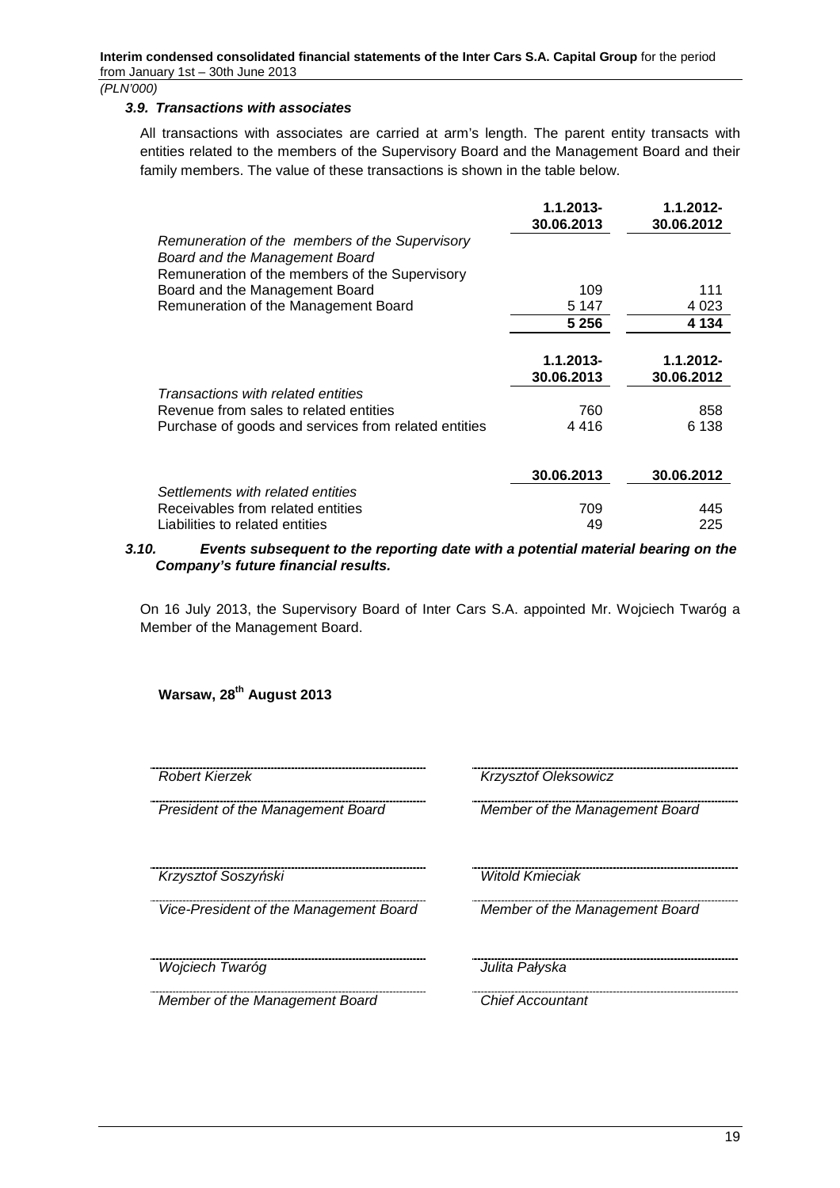*(PLN'000)*

### *3.9. Transactions with associates*

All transactions with associates are carried at arm's length. The parent entity transacts with entities related to the members of the Supervisory Board and the Management Board and their family members. The value of these transactions is shown in the table below.

| | 1.1.2013-30.06.2013 | 1.1.2012-30.06.2012 |
|---|---|---|
| *Remuneration of the members of the Supervisory Board and the Management Board* | | |
| Remuneration of the members of the Supervisory Board and the Management Board | 109 | 111 |
| Remuneration of the Management Board | 5 147 | 4 023 |
| | **5 256** | **4 134** |

| | 1.1.2013-30.06.2013 | 1.1.2012-30.06.2012 |
|---|---|---|
| *Transactions with related entities* | | |
| Revenue from sales to related entities | 760 | 858 |
| Purchase of goods and services from related entities | 4 416 | 6 138 |

| | 30.06.2013 | 30.06.2012 |
|---|---|---|
| *Settlements with related entities* | | |
| Receivables from related entities | 709 | 445 |
| Liabilities to related entities | 49 | 225 |

### *3.10. Events subsequent to the reporting date with a potential material bearing on the Company's future financial results.*

On 16 July 2013, the Supervisory Board of Inter Cars S.A. appointed Mr. Wojciech Twaróg a Member of the Management Board.

**Warsaw, 28th August 2013**

| | |
|---|---|
| *Robert Kierzek* | *Krzysztof Oleksowicz* |
| *President of the Management Board* | *Member of the Management Board* |
| *Krzysztof Soszyński* | *Witold Kmieciak* |
| *Vice-President of the Management Board* | *Member of the Management Board* |
| *Wojciech Twaróg* | *Julita Pałyska* |
| *Member of the Management Board* | *Chief Accountant* |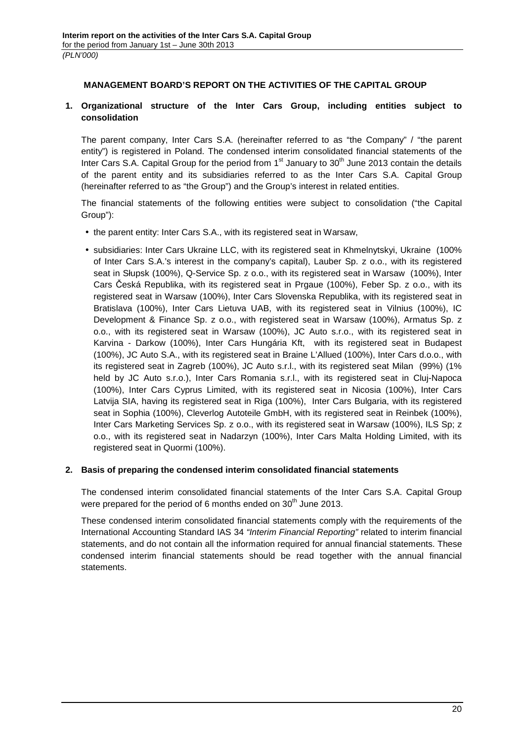## MANAGEMENT BOARD'S REPORT ON THE ACTIVITIES OF THE CAPITAL GROUP

### 1. Organizational structure of the Inter Cars Group, including entities subject to consolidation

The parent company, Inter Cars S.A. (hereinafter referred to as "the Company" / "the parent entity") is registered in Poland. The condensed interim consolidated financial statements of the Inter Cars S.A. Capital Group for the period from 1st January to 30th June 2013 contain the details of the parent entity and its subsidiaries referred to as the Inter Cars S.A. Capital Group (hereinafter referred to as "the Group") and the Group's interest in related entities.

The financial statements of the following entities were subject to consolidation ("the Capital Group"):

- the parent entity: Inter Cars S.A., with its registered seat in Warsaw,
- subsidiaries: Inter Cars Ukraine LLC, with its registered seat in Khmelnytskyi, Ukraine (100% of Inter Cars S.A.'s interest in the company's capital), Lauber Sp. z o.o., with its registered seat in Słupsk (100%), Q-Service Sp. z o.o., with its registered seat in Warsaw (100%), Inter Cars Česká Republika, with its registered seat in Prgaue (100%), Feber Sp. z o.o., with its registered seat in Warsaw (100%), Inter Cars Slovenska Republika, with its registered seat in Bratislava (100%), Inter Cars Lietuva UAB, with its registered seat in Vilnius (100%), IC Development & Finance Sp. z o.o., with registered seat in Warsaw (100%), Armatus Sp. z o.o., with its registered seat in Warsaw (100%), JC Auto s.r.o., with its registered seat in Karvina - Darkow (100%), Inter Cars Hungária Kft, with its registered seat in Budapest (100%), JC Auto S.A., with its registered seat in Braine L'Allued (100%), Inter Cars d.o.o., with its registered seat in Zagreb (100%), JC Auto s.r.l., with its registered seat Milan (99%) (1% held by JC Auto s.r.o.), Inter Cars Romania s.r.l., with its registered seat in Cluj-Napoca (100%), Inter Cars Cyprus Limited, with its registered seat in Nicosia (100%), Inter Cars Latvija SIA, having its registered seat in Riga (100%), Inter Cars Bulgaria, with its registered seat in Sophia (100%), Cleverlog Autoteile GmbH, with its registered seat in Reinbek (100%), Inter Cars Marketing Services Sp. z o.o., with its registered seat in Warsaw (100%), ILS Sp; z o.o., with its registered seat in Nadarzyn (100%), Inter Cars Malta Holding Limited, with its registered seat in Quormi (100%).

### 2. Basis of preparing the condensed interim consolidated financial statements

The condensed interim consolidated financial statements of the Inter Cars S.A. Capital Group were prepared for the period of 6 months ended on 30th June 2013.

These condensed interim consolidated financial statements comply with the requirements of the International Accounting Standard IAS 34 *"Interim Financial Reporting"* related to interim financial statements, and do not contain all the information required for annual financial statements. These condensed interim financial statements should be read together with the annual financial statements.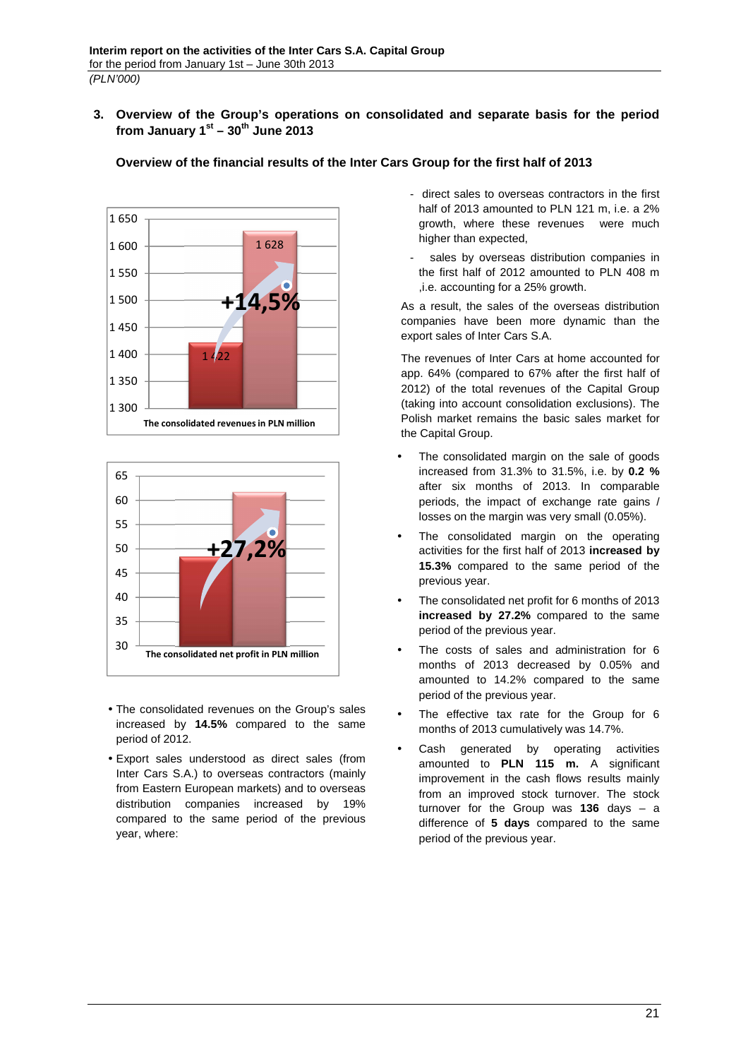## 3. Overview of the Group's operations on consolidated and separate basis for the period from January 1st – 30th June 2013

### Overview of the financial results of the Inter Cars Group for the first half of 2013

The consolidated revenues in PLN million

The consolidated net profit in PLN million

- The consolidated revenues on the Group's sales increased by **14.5%** compared to the same period of 2012.
- Export sales understood as direct sales (from Inter Cars S.A.) to overseas contractors (mainly from Eastern European markets) and to overseas distribution companies increased by 19% compared to the same period of the previous year, where:
  - direct sales to overseas contractors in the first half of 2013 amounted to PLN 121 m, i.e. a 2% growth, where these revenues were much higher than expected,
  - sales by overseas distribution companies in the first half of 2012 amounted to PLN 408 m ,i.e. accounting for a 25% growth.

As a result, the sales of the overseas distribution companies have been more dynamic than the export sales of Inter Cars S.A.

The revenues of Inter Cars at home accounted for app. 64% (compared to 67% after the first half of 2012) of the total revenues of the Capital Group (taking into account consolidation exclusions). The Polish market remains the basic sales market for the Capital Group.

- The consolidated margin on the sale of goods increased from 31.3% to 31.5%, i.e. by **0.2 %** after six months of 2013. In comparable periods, the impact of exchange rate gains / losses on the margin was very small (0.05%).
- The consolidated margin on the operating activities for the first half of 2013 **increased by 15.3%** compared to the same period of the previous year.
- The consolidated net profit for 6 months of 2013 **increased by 27.2%** compared to the same period of the previous year.
- The costs of sales and administration for 6 months of 2013 decreased by 0.05% and amounted to 14.2% compared to the same period of the previous year.
- The effective tax rate for the Group for 6 months of 2013 cumulatively was 14.7%.
- Cash generated by operating activities amounted to **PLN 115 m.** A significant improvement in the cash flows results mainly from an improved stock turnover. The stock turnover for the Group was **136** days – a difference of **5 days** compared to the same period of the previous year.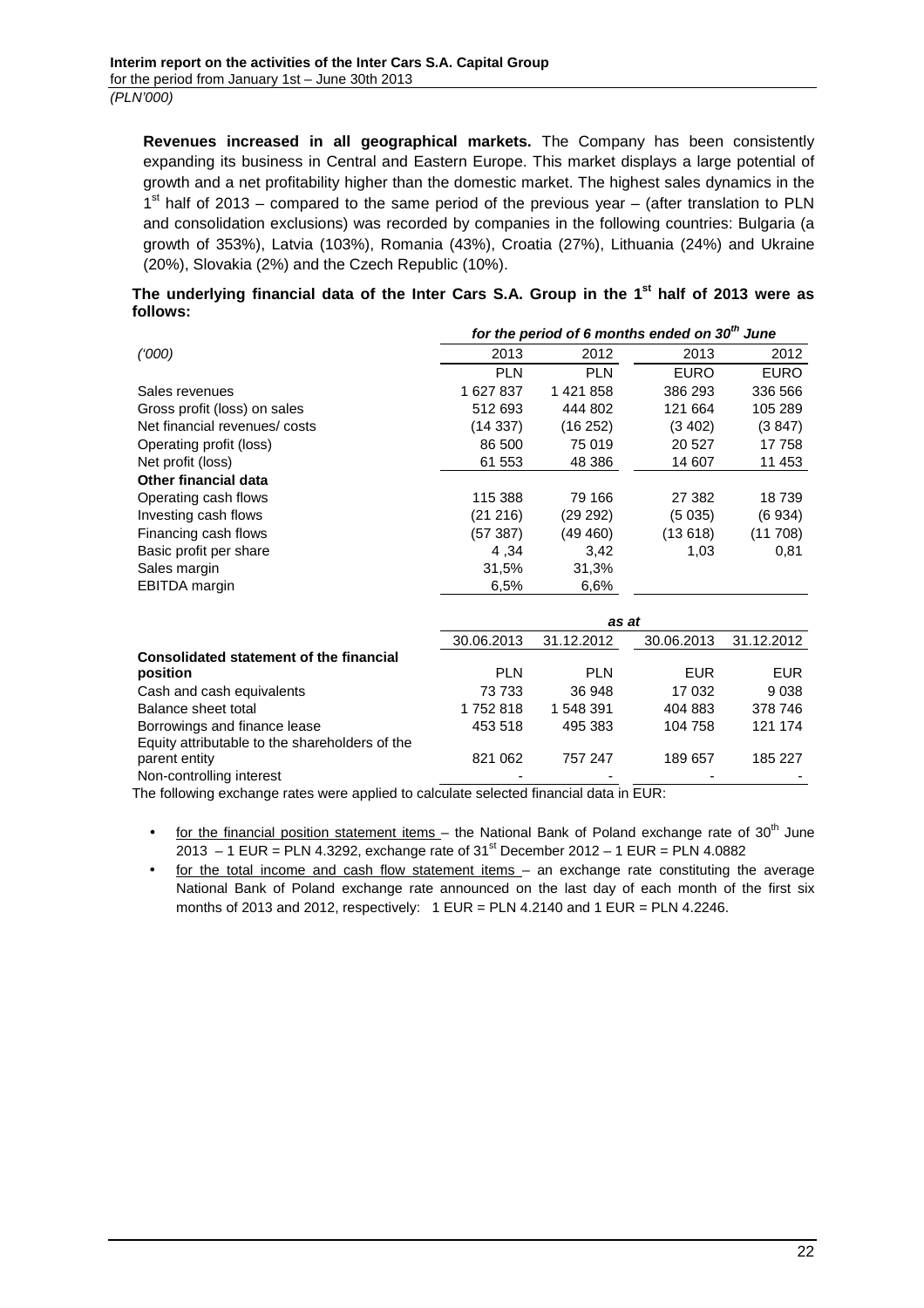**Revenues increased in all geographical markets.** The Company has been consistently expanding its business in Central and Eastern Europe. This market displays a large potential of growth and a net profitability higher than the domestic market. The highest sales dynamics in the 1st half of 2013 – compared to the same period of the previous year – (after translation to PLN and consolidation exclusions) was recorded by companies in the following countries: Bulgaria (a growth of 353%), Latvia (103%), Romania (43%), Croatia (27%), Lithuania (24%) and Ukraine (20%), Slovakia (2%) and the Czech Republic (10%).

**The underlying financial data of the Inter Cars S.A. Group in the 1st half of 2013 were as follows:**

| | *for the period of 6 months ended on 30th June* | | | |
|---|---|---|---|---|
| *('000)* | 2013 | 2012 | 2013 | 2012 |
| | PLN | PLN | EURO | EURO |
| Sales revenues | 1 627 837 | 1 421 858 | 386 293 | 336 566 |
| Gross profit (loss) on sales | 512 693 | 444 802 | 121 664 | 105 289 |
| Net financial revenues/ costs | (14 337) | (16 252) | (3 402) | (3 847) |
| Operating profit (loss) | 86 500 | 75 019 | 20 527 | 17 758 |
| Net profit (loss) | 61 553 | 48 386 | 14 607 | 11 453 |
| **Other financial data** | | | | |
| Operating cash flows | 115 388 | 79 166 | 27 382 | 18 739 |
| Investing cash flows | (21 216) | (29 292) | (5 035) | (6 934) |
| Financing cash flows | (57 387) | (49 460) | (13 618) | (11 708) |
| Basic profit per share | 4 ,34 | 3,42 | 1,03 | 0,81 |
| Sales margin | 31,5% | 31,3% | | |
| EBITDA margin | 6,5% | 6,6% | | |

| | *as at* | | | |
|---|---|---|---|---|
| | 30.06.2013 | 31.12.2012 | 30.06.2013 | 31.12.2012 |
| **Consolidated statement of the financial position** | PLN | PLN | EUR | EUR |
| Cash and cash equivalents | 73 733 | 36 948 | 17 032 | 9 038 |
| Balance sheet total | 1 752 818 | 1 548 391 | 404 883 | 378 746 |
| Borrowings and finance lease | 453 518 | 495 383 | 104 758 | 121 174 |
| Equity attributable to the shareholders of the parent entity | 821 062 | 757 247 | 189 657 | 185 227 |
| Non-controlling interest | - | - | - | - |

The following exchange rates were applied to calculate selected financial data in EUR:

- for the financial position statement items – the National Bank of Poland exchange rate of 30th June 2013 – 1 EUR = PLN 4.3292, exchange rate of 31st December 2012 – 1 EUR = PLN 4.0882
- for the total income and cash flow statement items – an exchange rate constituting the average National Bank of Poland exchange rate announced on the last day of each month of the first six months of 2013 and 2012, respectively: 1 EUR = PLN 4.2140 and 1 EUR = PLN 4.2246.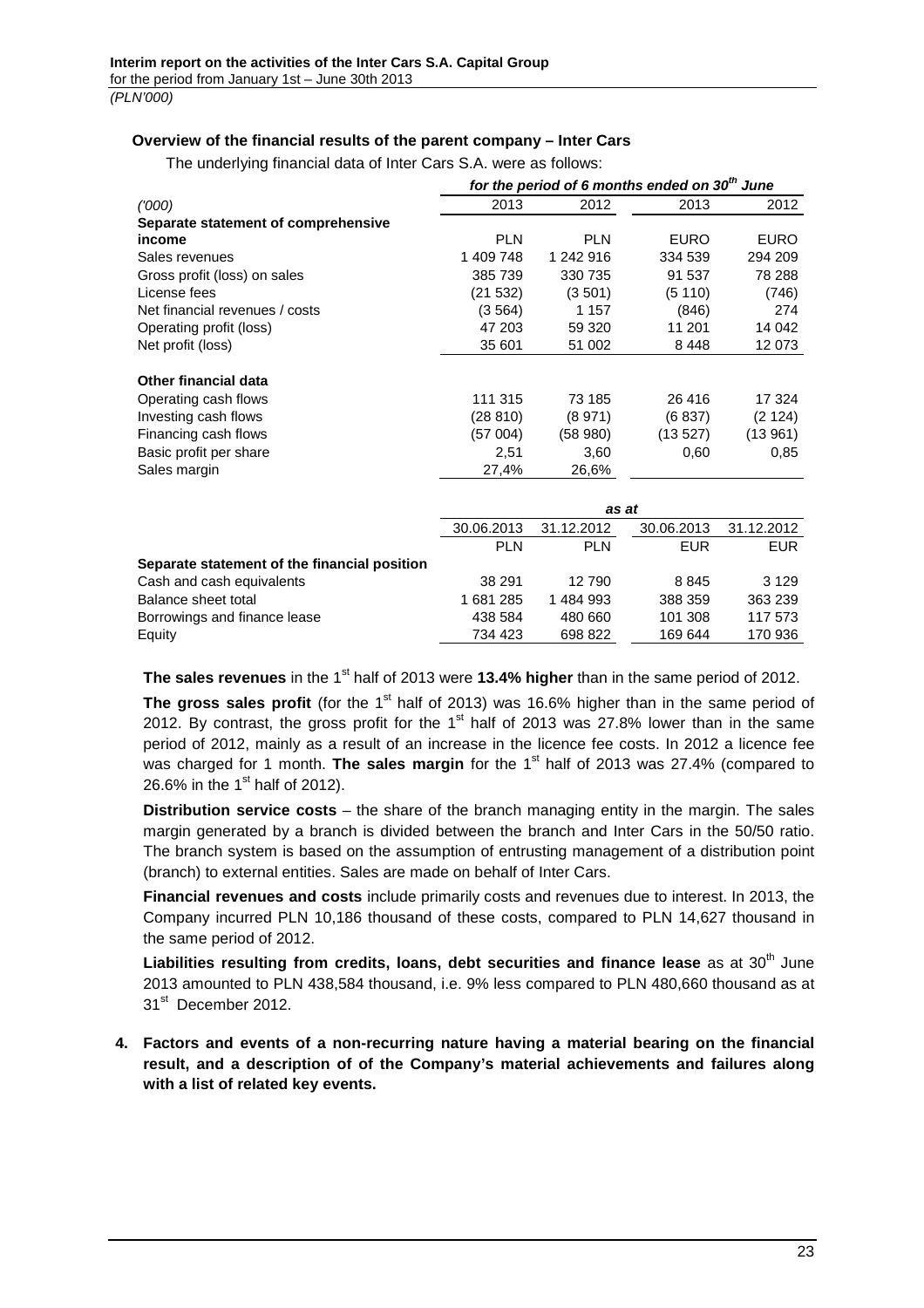### Overview of the financial results of the parent company – Inter Cars

The underlying financial data of Inter Cars S.A. were as follows:

| | *for the period of 6 months ended on 30th June* | | | |
|---|---|---|---|---|
| *('000)* | 2013 | 2012 | 2013 | 2012 |
| **Separate statement of comprehensive income** | PLN | PLN | EURO | EURO |
| Sales revenues | 1 409 748 | 1 242 916 | 334 539 | 294 209 |
| Gross profit (loss) on sales | 385 739 | 330 735 | 91 537 | 78 288 |
| License fees | (21 532) | (3 501) | (5 110) | (746) |
| Net financial revenues / costs | (3 564) | 1 157 | (846) | 274 |
| Operating profit (loss) | 47 203 | 59 320 | 11 201 | 14 042 |
| Net profit (loss) | 35 601 | 51 002 | 8 448 | 12 073 |
| **Other financial data** | | | | |
| Operating cash flows | 111 315 | 73 185 | 26 416 | 17 324 |
| Investing cash flows | (28 810) | (8 971) | (6 837) | (2 124) |
| Financing cash flows | (57 004) | (58 980) | (13 527) | (13 961) |
| Basic profit per share | 2,51 | 3,60 | 0,60 | 0,85 |
| Sales margin | 27,4% | 26,6% | | |

| | *as at* | | | |
|---|---|---|---|---|
| | 30.06.2013 | 31.12.2012 | 30.06.2013 | 31.12.2012 |
| | PLN | PLN | EUR | EUR |
| **Separate statement of the financial position** | | | | |
| Cash and cash equivalents | 38 291 | 12 790 | 8 845 | 3 129 |
| Balance sheet total | 1 681 285 | 1 484 993 | 388 359 | 363 239 |
| Borrowings and finance lease | 438 584 | 480 660 | 101 308 | 117 573 |
| Equity | 734 423 | 698 822 | 169 644 | 170 936 |

**The sales revenues** in the 1st half of 2013 were **13.4% higher** than in the same period of 2012.

**The gross sales profit** (for the 1st half of 2013) was 16.6% higher than in the same period of 2012. By contrast, the gross profit for the 1st half of 2013 was 27.8% lower than in the same period of 2012, mainly as a result of an increase in the licence fee costs. In 2012 a licence fee was charged for 1 month. **The sales margin** for the 1st half of 2013 was 27.4% (compared to 26.6% in the 1st half of 2012).

**Distribution service costs** – the share of the branch managing entity in the margin. The sales margin generated by a branch is divided between the branch and Inter Cars in the 50/50 ratio. The branch system is based on the assumption of entrusting management of a distribution point (branch) to external entities. Sales are made on behalf of Inter Cars.

**Financial revenues and costs** include primarily costs and revenues due to interest. In 2013, the Company incurred PLN 10,186 thousand of these costs, compared to PLN 14,627 thousand in the same period of 2012.

**Liabilities resulting from credits, loans, debt securities and finance lease** as at 30th June 2013 amounted to PLN 438,584 thousand, i.e. 9% less compared to PLN 480,660 thousand as at 31st December 2012.

**4. Factors and events of a non-recurring nature having a material bearing on the financial result, and a description of of the Company's material achievements and failures along with a list of related key events.**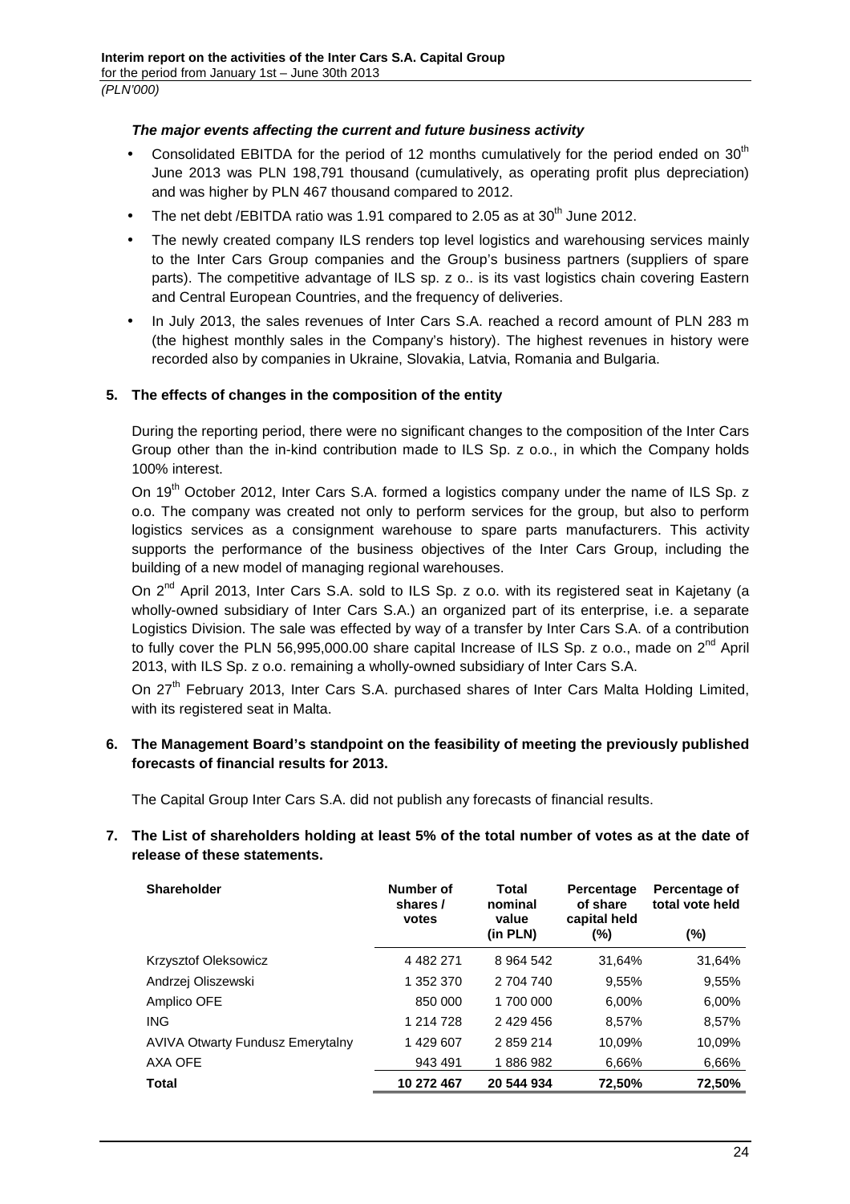***The major events affecting the current and future business activity***

- Consolidated EBITDA for the period of 12 months cumulatively for the period ended on 30th June 2013 was PLN 198,791 thousand (cumulatively, as operating profit plus depreciation) and was higher by PLN 467 thousand compared to 2012.
- The net debt /EBITDA ratio was 1.91 compared to 2.05 as at 30th June 2012.
- The newly created company ILS renders top level logistics and warehousing services mainly to the Inter Cars Group companies and the Group's business partners (suppliers of spare parts). The competitive advantage of ILS sp. z o.. is its vast logistics chain covering Eastern and Central European Countries, and the frequency of deliveries.
- In July 2013, the sales revenues of Inter Cars S.A. reached a record amount of PLN 283 m (the highest monthly sales in the Company's history). The highest revenues in history were recorded also by companies in Ukraine, Slovakia, Latvia, Romania and Bulgaria.

## 5. The effects of changes in the composition of the entity

During the reporting period, there were no significant changes to the composition of the Inter Cars Group other than the in-kind contribution made to ILS Sp. z o.o., in which the Company holds 100% interest.

On 19th October 2012, Inter Cars S.A. formed a logistics company under the name of ILS Sp. z o.o. The company was created not only to perform services for the group, but also to perform logistics services as a consignment warehouse to spare parts manufacturers. This activity supports the performance of the business objectives of the Inter Cars Group, including the building of a new model of managing regional warehouses.

On 2nd April 2013, Inter Cars S.A. sold to ILS Sp. z o.o. with its registered seat in Kajetany (a wholly-owned subsidiary of Inter Cars S.A.) an organized part of its enterprise, i.e. a separate Logistics Division. The sale was effected by way of a transfer by Inter Cars S.A. of a contribution to fully cover the PLN 56,995,000.00 share capital Increase of ILS Sp. z o.o., made on 2nd April 2013, with ILS Sp. z o.o. remaining a wholly-owned subsidiary of Inter Cars S.A.

On 27th February 2013, Inter Cars S.A. purchased shares of Inter Cars Malta Holding Limited, with its registered seat in Malta.

## 6. The Management Board's standpoint on the feasibility of meeting the previously published forecasts of financial results for 2013.

The Capital Group Inter Cars S.A. did not publish any forecasts of financial results.

## 7. The List of shareholders holding at least 5% of the total number of votes as at the date of release of these statements.

| Shareholder | Number of shares / votes | Total nominal value (in PLN) | Percentage of share capital held (%) | Percentage of total vote held (%) |
|---|---|---|---|---|
| Krzysztof Oleksowicz | 4 482 271 | 8 964 542 | 31,64% | 31,64% |
| Andrzej Oliszewski | 1 352 370 | 2 704 740 | 9,55% | 9,55% |
| Amplico OFE | 850 000 | 1 700 000 | 6,00% | 6,00% |
| ING | 1 214 728 | 2 429 456 | 8,57% | 8,57% |
| AVIVA Otwarty Fundusz Emerytalny | 1 429 607 | 2 859 214 | 10,09% | 10,09% |
| AXA OFE | 943 491 | 1 886 982 | 6,66% | 6,66% |
| **Total** | **10 272 467** | **20 544 934** | **72,50%** | **72,50%** |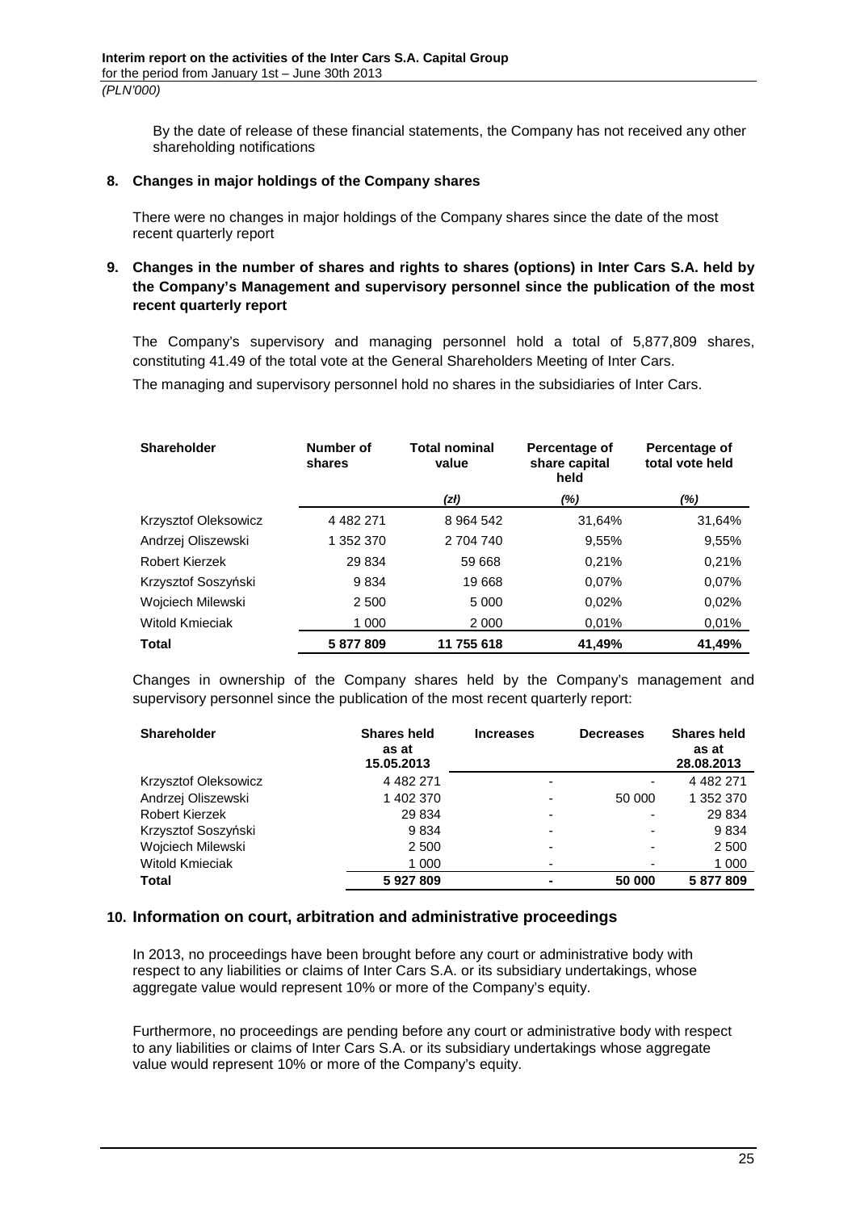By the date of release of these financial statements, the Company has not received any other shareholding notifications

## 8. Changes in major holdings of the Company shares

There were no changes in major holdings of the Company shares since the date of the most recent quarterly report

## 9. Changes in the number of shares and rights to shares (options) in Inter Cars S.A. held by the Company's Management and supervisory personnel since the publication of the most recent quarterly report

The Company's supervisory and managing personnel hold a total of 5,877,809 shares, constituting 41.49 of the total vote at the General Shareholders Meeting of Inter Cars.

The managing and supervisory personnel hold no shares in the subsidiaries of Inter Cars.

| Shareholder | Number of shares | Total nominal value | Percentage of share capital held | Percentage of total vote held |
|---|---|---|---|---|
| | | *(zł)* | *(%)* | *(%)* |
| Krzysztof Oleksowicz | 4 482 271 | 8 964 542 | 31,64% | 31,64% |
| Andrzej Oliszewski | 1 352 370 | 2 704 740 | 9,55% | 9,55% |
| Robert Kierzek | 29 834 | 59 668 | 0,21% | 0,21% |
| Krzysztof Soszyński | 9 834 | 19 668 | 0,07% | 0,07% |
| Wojciech Milewski | 2 500 | 5 000 | 0,02% | 0,02% |
| Witold Kmieciak | 1 000 | 2 000 | 0,01% | 0,01% |
| **Total** | **5 877 809** | **11 755 618** | **41,49%** | **41,49%** |

Changes in ownership of the Company shares held by the Company's management and supervisory personnel since the publication of the most recent quarterly report:

| Shareholder | Shares held as at 15.05.2013 | Increases | Decreases | Shares held as at 28.08.2013 |
|---|---|---|---|---|
| Krzysztof Oleksowicz | 4 482 271 | - | - | 4 482 271 |
| Andrzej Oliszewski | 1 402 370 | - | 50 000 | 1 352 370 |
| Robert Kierzek | 29 834 | - | - | 29 834 |
| Krzysztof Soszyński | 9 834 | - | - | 9 834 |
| Wojciech Milewski | 2 500 | - | - | 2 500 |
| Witold Kmieciak | 1 000 | - | - | 1 000 |
| **Total** | **5 927 809** | **-** | **50 000** | **5 877 809** |

## 10. Information on court, arbitration and administrative proceedings

In 2013, no proceedings have been brought before any court or administrative body with respect to any liabilities or claims of Inter Cars S.A. or its subsidiary undertakings, whose aggregate value would represent 10% or more of the Company's equity.

Furthermore, no proceedings are pending before any court or administrative body with respect to any liabilities or claims of Inter Cars S.A. or its subsidiary undertakings whose aggregate value would represent 10% or more of the Company's equity.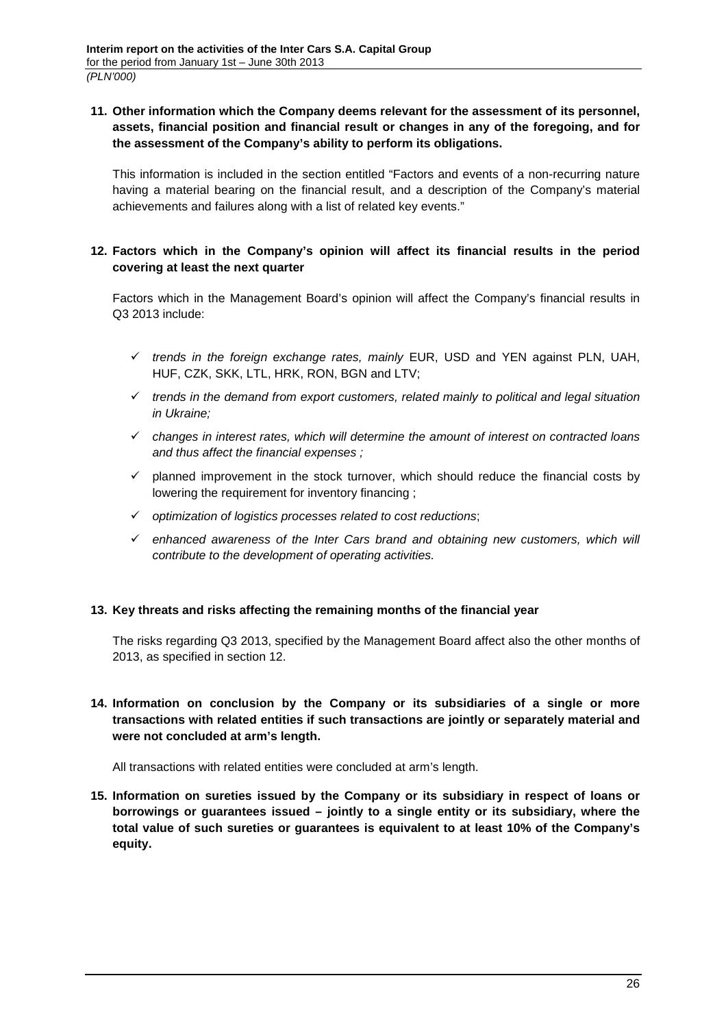**11. Other information which the Company deems relevant for the assessment of its personnel, assets, financial position and financial result or changes in any of the foregoing, and for the assessment of the Company's ability to perform its obligations.**

This information is included in the section entitled "Factors and events of a non-recurring nature having a material bearing on the financial result, and a description of the Company's material achievements and failures along with a list of related key events."

**12. Factors which in the Company's opinion will affect its financial results in the period covering at least the next quarter**

Factors which in the Management Board's opinion will affect the Company's financial results in Q3 2013 include:

- ✓ *trends in the foreign exchange rates, mainly* EUR, USD and YEN against PLN, UAH, HUF, CZK, SKK, LTL, HRK, RON, BGN and LTV;
- ✓ *trends in the demand from export customers, related mainly to political and legal situation in Ukraine;*
- ✓ *changes in interest rates, which will determine the amount of interest on contracted loans and thus affect the financial expenses ;*
- ✓ planned improvement in the stock turnover, which should reduce the financial costs by lowering the requirement for inventory financing ;
- ✓ *optimization of logistics processes related to cost reductions*;
- ✓ *enhanced awareness of the Inter Cars brand and obtaining new customers, which will contribute to the development of operating activities.*

**13. Key threats and risks affecting the remaining months of the financial year**

The risks regarding Q3 2013, specified by the Management Board affect also the other months of 2013, as specified in section 12.

**14. Information on conclusion by the Company or its subsidiaries of a single or more transactions with related entities if such transactions are jointly or separately material and were not concluded at arm's length.**

All transactions with related entities were concluded at arm's length.

**15. Information on sureties issued by the Company or its subsidiary in respect of loans or borrowings or guarantees issued – jointly to a single entity or its subsidiary, where the total value of such sureties or guarantees is equivalent to at least 10% of the Company's equity.**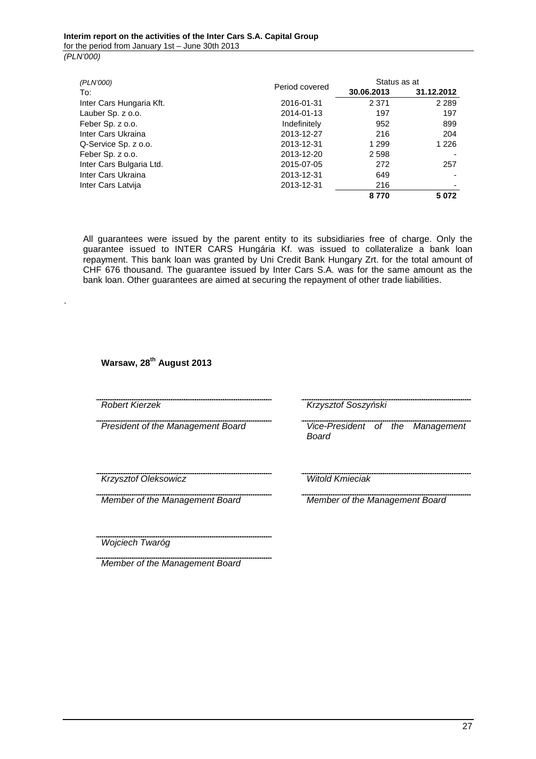| (PLN'000) To: | Period covered | Status as at 30.06.2013 | 31.12.2012 |
|---|---|---|---|
| Inter Cars Hungaria Kft. | 2016-01-31 | 2 371 | 2 289 |
| Lauber Sp. z o.o. | 2014-01-13 | 197 | 197 |
| Feber Sp. z o.o. | Indefinitely | 952 | 899 |
| Inter Cars Ukraina | 2013-12-27 | 216 | 204 |
| Q-Service Sp. z o.o. | 2013-12-31 | 1 299 | 1 226 |
| Feber Sp. z o.o. | 2013-12-20 | 2 598 | - |
| Inter Cars Bulgaria Ltd. | 2015-07-05 | 272 | 257 |
| Inter Cars Ukraina | 2013-12-31 | 649 | - |
| Inter Cars Latvija | 2013-12-31 | 216 | - |
| | | **8 770** | **5 072** |

All guarantees were issued by the parent entity to its subsidiaries free of charge. Only the guarantee issued to INTER CARS Hungária Kf. was issued to collateralize a bank loan repayment. This bank loan was granted by Uni Credit Bank Hungary Zrt. for the total amount of CHF 676 thousand. The guarantee issued by Inter Cars S.A. was for the same amount as the bank loan. Other guarantees are aimed at securing the repayment of other trade liabilities.

.

**Warsaw, 28th August 2013**

| | |
|---|---|
| *Robert Kierzek* | *Krzysztof Soszyński* |
| *President of the Management Board* | *Vice-President of the Management Board* |
| *Krzysztof Oleksowicz* | *Witold Kmieciak* |
| *Member of the Management Board* | *Member of the Management Board* |
| *Wojciech Twaróg* | |
| *Member of the Management Board* | |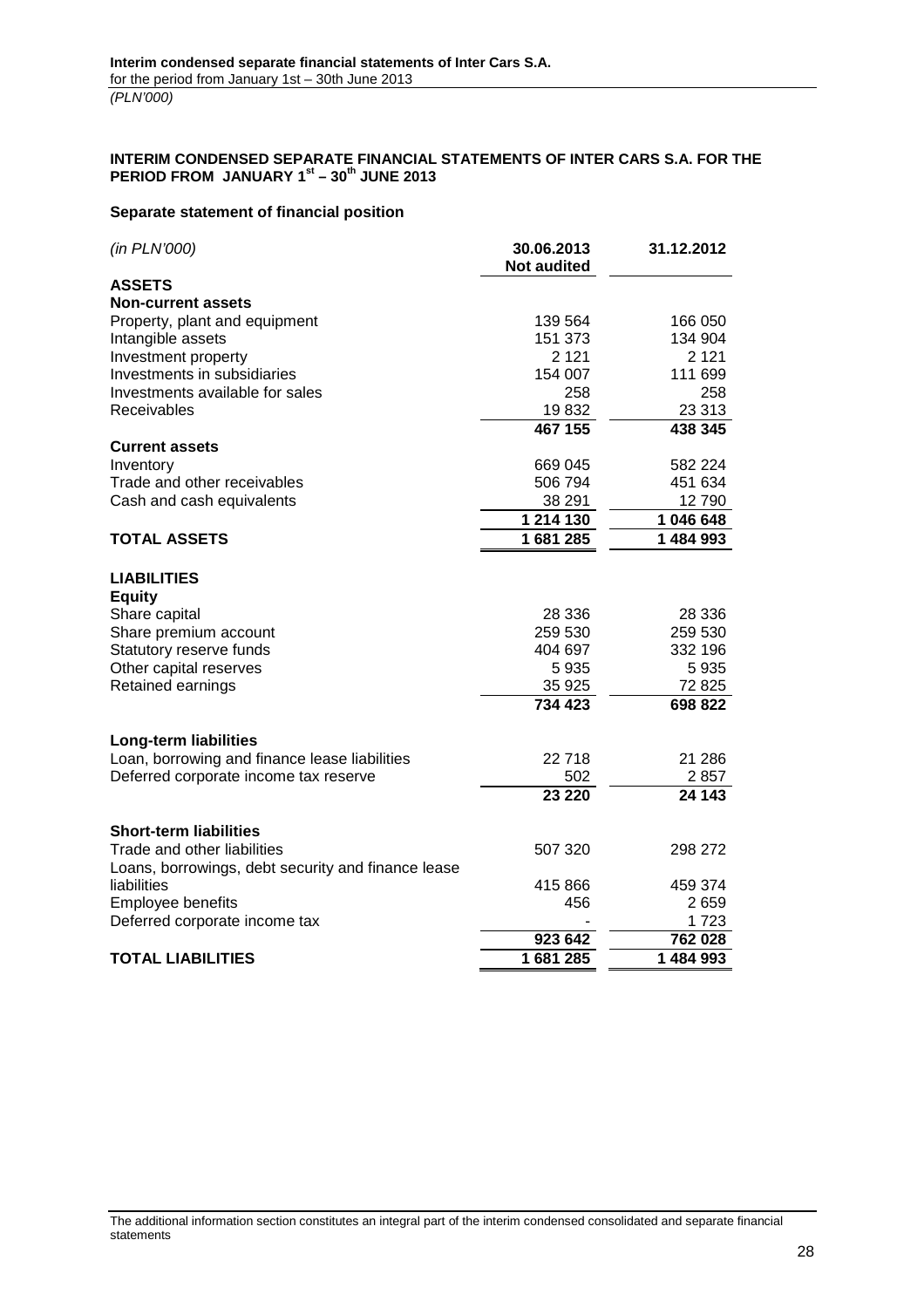# INTERIM CONDENSED SEPARATE FINANCIAL STATEMENTS OF INTER CARS S.A. FOR THE PERIOD FROM JANUARY 1st – 30th JUNE 2013

## Separate statement of financial position

| *(in PLN'000)* | 30.06.2013 Not audited | 31.12.2012 |
|---|---|---|
| **ASSETS** | | |
| **Non-current assets** | | |
| Property, plant and equipment | 139 564 | 166 050 |
| Intangible assets | 151 373 | 134 904 |
| Investment property | 2 121 | 2 121 |
| Investments in subsidiaries | 154 007 | 111 699 |
| Investments available for sales | 258 | 258 |
| Receivables | 19 832 | 23 313 |
| | **467 155** | **438 345** |
| **Current assets** | | |
| Inventory | 669 045 | 582 224 |
| Trade and other receivables | 506 794 | 451 634 |
| Cash and cash equivalents | 38 291 | 12 790 |
| | **1 214 130** | **1 046 648** |
| **TOTAL ASSETS** | **1 681 285** | **1 484 993** |
| | | |
| **LIABILITIES** | | |
| **Equity** | | |
| Share capital | 28 336 | 28 336 |
| Share premium account | 259 530 | 259 530 |
| Statutory reserve funds | 404 697 | 332 196 |
| Other capital reserves | 5 935 | 5 935 |
| Retained earnings | 35 925 | 72 825 |
| | **734 423** | **698 822** |
| | | |
| **Long-term liabilities** | | |
| Loan, borrowing and finance lease liabilities | 22 718 | 21 286 |
| Deferred corporate income tax reserve | 502 | 2 857 |
| | **23 220** | **24 143** |
| | | |
| **Short-term liabilities** | | |
| Trade and other liabilities | 507 320 | 298 272 |
| Loans, borrowings, debt security and finance lease liabilities | 415 866 | 459 374 |
| Employee benefits | 456 | 2 659 |
| Deferred corporate income tax | - | 1 723 |
| | **923 642** | **762 028** |
| **TOTAL LIABILITIES** | **1 681 285** | **1 484 993** |

The additional information section constitutes an integral part of the interim condensed consolidated and separate financial statements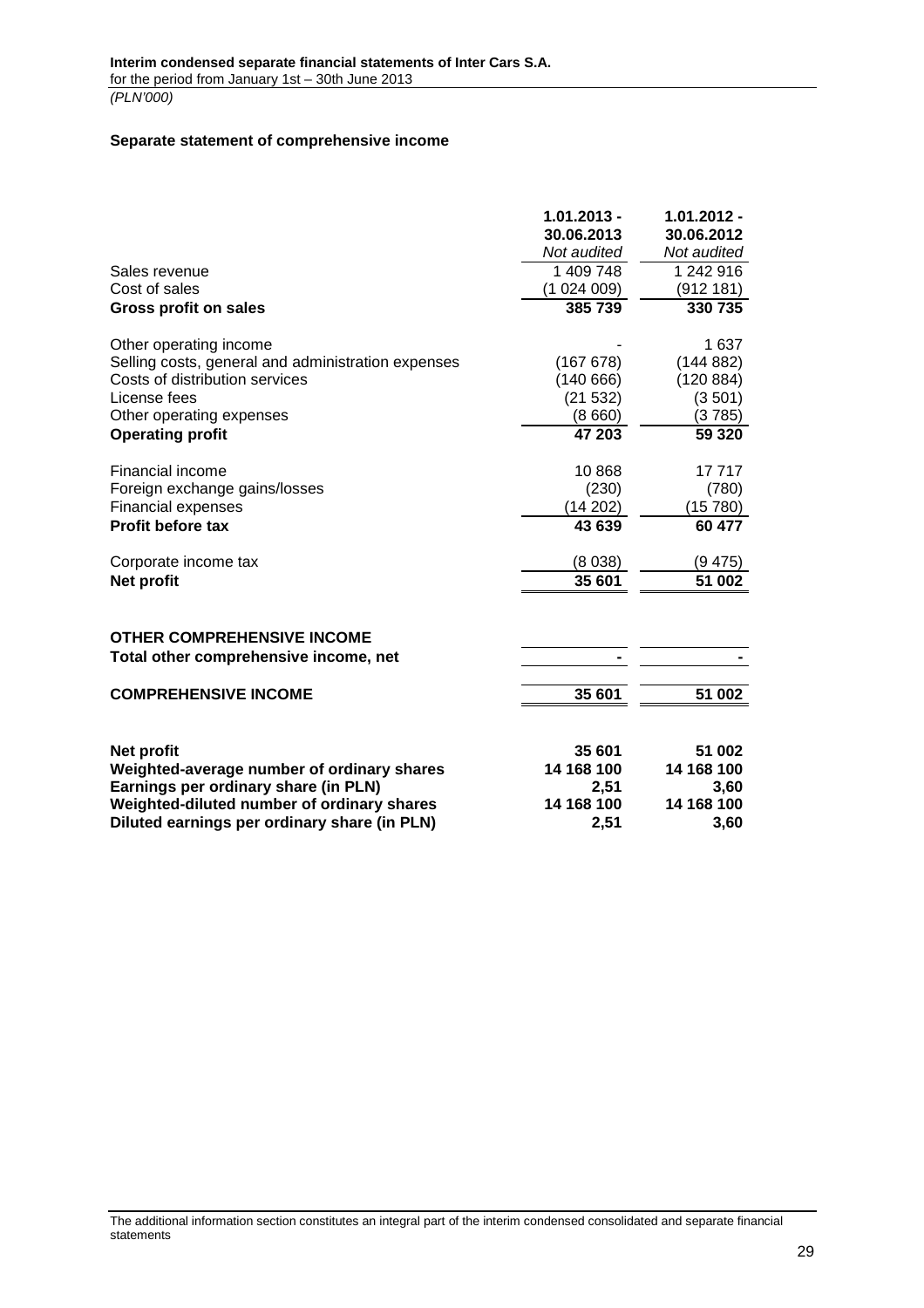## Separate statement of comprehensive income

| | 1.01.2013 - 30.06.2013 *Not audited* | 1.01.2012 - 30.06.2012 *Not audited* |
|---|---|---|
| Sales revenue | 1 409 748 | 1 242 916 |
| Cost of sales | (1 024 009) | (912 181) |
| **Gross profit on sales** | **385 739** | **330 735** |
| | | |
| Other operating income | - | 1 637 |
| Selling costs, general and administration expenses | (167 678) | (144 882) |
| Costs of distribution services | (140 666) | (120 884) |
| License fees | (21 532) | (3 501) |
| Other operating expenses | (8 660) | (3 785) |
| **Operating profit** | **47 203** | **59 320** |
| | | |
| Financial income | 10 868 | 17 717 |
| Foreign exchange gains/losses | (230) | (780) |
| Financial expenses | (14 202) | (15 780) |
| **Profit before tax** | **43 639** | **60 477** |
| | | |
| Corporate income tax | (8 038) | (9 475) |
| **Net profit** | **35 601** | **51 002** |
| | | |
| **OTHER COMPREHENSIVE INCOME** | | |
| **Total other comprehensive income, net** | **-** | **-** |
| | | |
| **COMPREHENSIVE INCOME** | **35 601** | **51 002** |
| | | |
| **Net profit** | **35 601** | **51 002** |
| **Weighted-average number of ordinary shares** | **14 168 100** | **14 168 100** |
| **Earnings per ordinary share (in PLN)** | **2,51** | **3,60** |
| **Weighted-diluted number of ordinary shares** | **14 168 100** | **14 168 100** |
| **Diluted earnings per ordinary share (in PLN)** | **2,51** | **3,60** |

The additional information section constitutes an integral part of the interim condensed consolidated and separate financial statements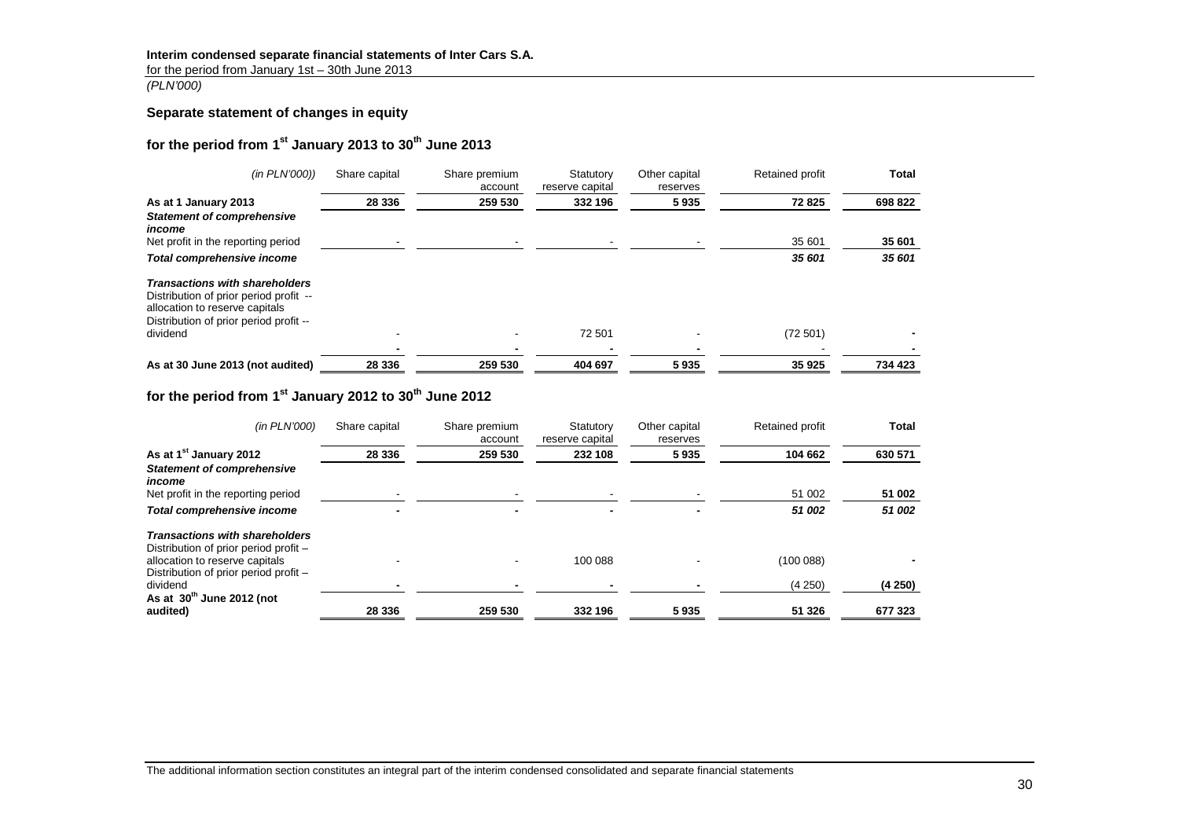**Interim condensed separate financial statements of Inter Cars S.A.**
for the period from January 1st – 30th June 2013
*(PLN'000)*

## Separate statement of changes in equity

### for the period from 1st January 2013 to 30th June 2013

| *(in PLN'000))* | Share capital | Share premium account | Statutory reserve capital | Other capital reserves | Retained profit | Total |
|---|---|---|---|---|---|---|
| **As at 1 January 2013** | **28 336** | **259 530** | **332 196** | **5 935** | **72 825** | **698 822** |
| ***Statement of comprehensive income*** | | | | | | |
| Net profit in the reporting period | - | - | - | - | 35 601 | **35 601** |
| ***Total comprehensive income*** | | | | | ***35 601*** | ***35 601*** |
| ***Transactions with shareholders*** | | | | | | |
| Distribution of prior period profit -- allocation to reserve capitals | | | | | | |
| Distribution of prior period profit -- dividend | - | - | 72 501 | - | (72 501) | **-** |
| | **-** | **-** | **-** | **-** | - | **-** |
| **As at 30 June 2013 (not audited)** | **28 336** | **259 530** | **404 697** | **5 935** | **35 925** | **734 423** |

### for the period from 1st January 2012 to 30th June 2012

| *(in PLN'000)* | Share capital | Share premium account | Statutory reserve capital | Other capital reserves | Retained profit | Total |
|---|---|---|---|---|---|---|
| **As at 1st January 2012** | **28 336** | **259 530** | **232 108** | **5 935** | **104 662** | **630 571** |
| ***Statement of comprehensive income*** | | | | | | |
| Net profit in the reporting period | - | - | - | - | 51 002 | **51 002** |
| ***Total comprehensive income*** | **-** | **-** | **-** | **-** | ***51 002*** | ***51 002*** |
| ***Transactions with shareholders*** | | | | | | |
| Distribution of prior period profit – allocation to reserve capitals | - | - | 100 088 | - | (100 088) | **-** |
| Distribution of prior period profit – dividend | **-** | **-** | **-** | **-** | (4 250) | **(4 250)** |
| **As at 30th June 2012 (not audited)** | **28 336** | **259 530** | **332 196** | **5 935** | **51 326** | **677 323** |

The additional information section constitutes an integral part of the interim condensed consolidated and separate financial statements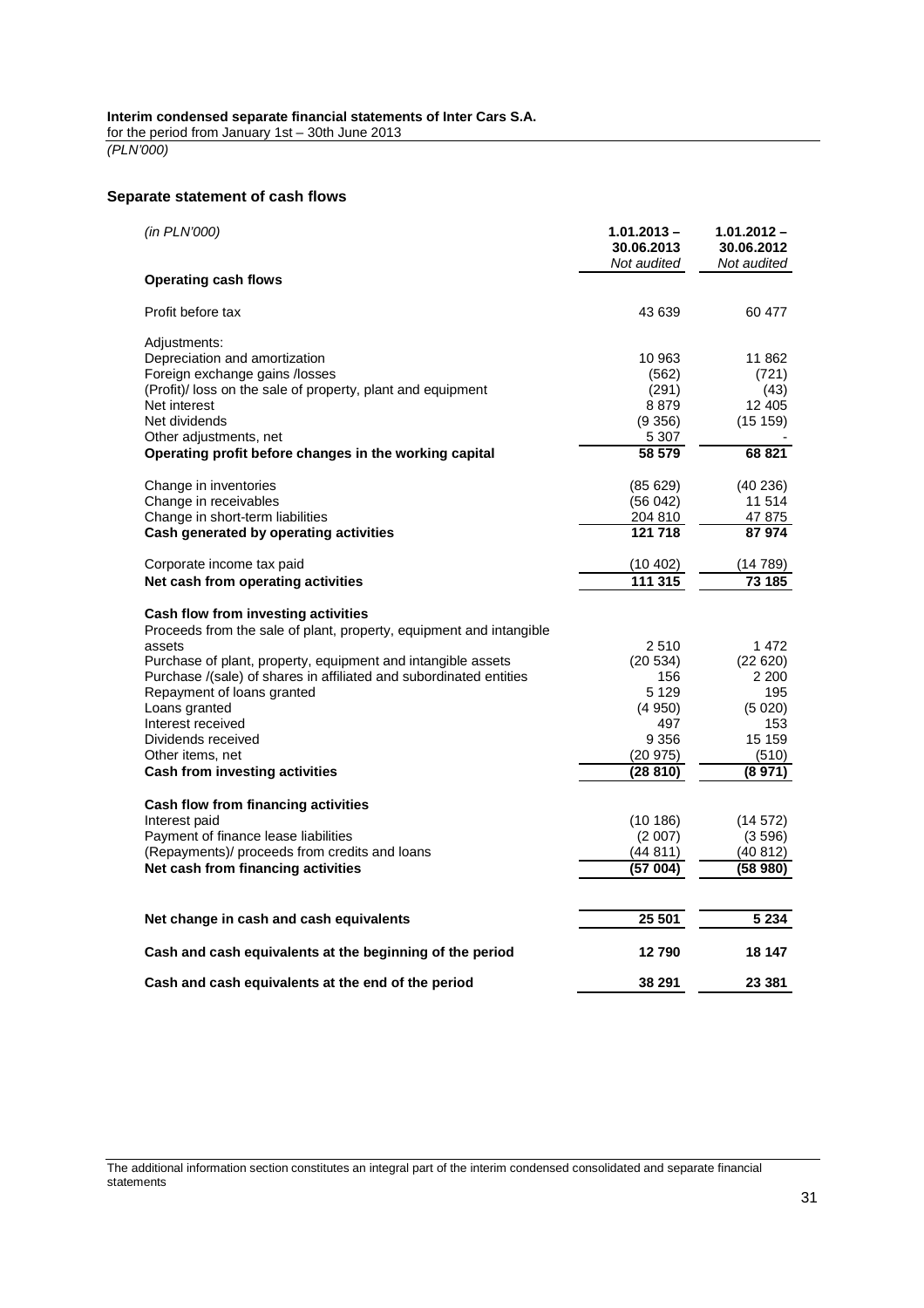**Interim condensed separate financial statements of Inter Cars S.A.**
for the period from January 1st – 30th June 2013
*(PLN'000)*

### Separate statement of cash flows

| *(in PLN'000)* | **1.01.2013 – 30.06.2013** *Not audited* | **1.01.2012 – 30.06.2012** *Not audited* |
|---|---|---|
| **Operating cash flows** | | |
| Profit before tax | 43 639 | 60 477 |
| Adjustments: | | |
| Depreciation and amortization | 10 963 | 11 862 |
| Foreign exchange gains /losses | (562) | (721) |
| (Profit)/ loss on the sale of property, plant and equipment | (291) | (43) |
| Net interest | 8 879 | 12 405 |
| Net dividends | (9 356) | (15 159) |
| Other adjustments, net | 5 307 | - |
| **Operating profit before changes in the working capital** | **58 579** | **68 821** |
| Change in inventories | (85 629) | (40 236) |
| Change in receivables | (56 042) | 11 514 |
| Change in short-term liabilities | 204 810 | 47 875 |
| **Cash generated by operating activities** | **121 718** | **87 974** |
| Corporate income tax paid | (10 402) | (14 789) |
| **Net cash from operating activities** | **111 315** | **73 185** |
| **Cash flow from investing activities** | | |
| Proceeds from the sale of plant, property, equipment and intangible assets | 2 510 | 1 472 |
| Purchase of plant, property, equipment and intangible assets | (20 534) | (22 620) |
| Purchase /(sale) of shares in affiliated and subordinated entities | 156 | 2 200 |
| Repayment of loans granted | 5 129 | 195 |
| Loans granted | (4 950) | (5 020) |
| Interest received | 497 | 153 |
| Dividends received | 9 356 | 15 159 |
| Other items, net | (20 975) | (510) |
| **Cash from investing activities** | **(28 810)** | **(8 971)** |
| **Cash flow from financing activities** | | |
| Interest paid | (10 186) | (14 572) |
| Payment of finance lease liabilities | (2 007) | (3 596) |
| (Repayments)/ proceeds from credits and loans | (44 811) | (40 812) |
| **Net cash from financing activities** | **(57 004)** | **(58 980)** |
| **Net change in cash and cash equivalents** | **25 501** | **5 234** |
| **Cash and cash equivalents at the beginning of the period** | **12 790** | **18 147** |
| **Cash and cash equivalents at the end of the period** | **38 291** | **23 381** |

The additional information section constitutes an integral part of the interim condensed consolidated and separate financial statements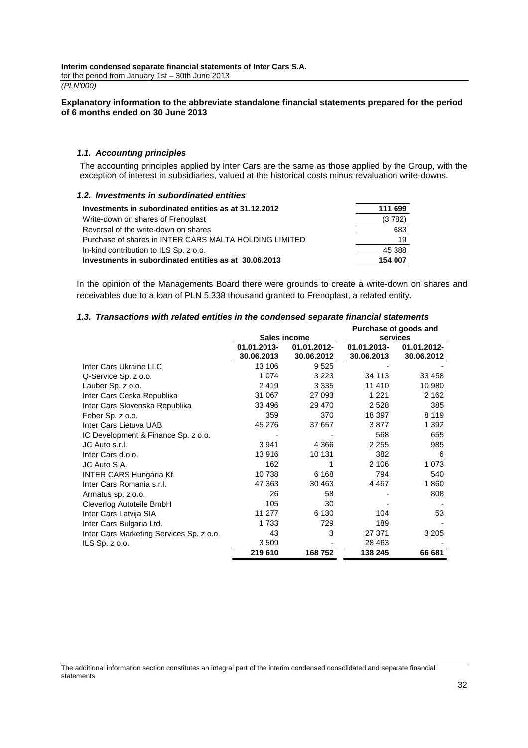**Explanatory information to the abbreviate standalone financial statements prepared for the period of 6 months ended on 30 June 2013**

### *1.1. Accounting principles*

The accounting principles applied by Inter Cars are the same as those applied by the Group, with the exception of interest in subsidiaries, valued at the historical costs minus revaluation write-downs.

### *1.2. Investments in subordinated entities*

| | |
|---|---|
| **Investments in subordinated entities as at 31.12.2012** | **111 699** |
| Write-down on shares of Frenoplast | (3 782) |
| Reversal of the write-down on shares | 683 |
| Purchase of shares in INTER CARS MALTA HOLDING LIMITED | 19 |
| In-kind contribution to ILS Sp. z o.o. | 45 388 |
| **Investments in subordinated entities as at 30.06.2013** | **154 007** |

In the opinion of the Managements Board there were grounds to create a write-down on shares and receivables due to a loan of PLN 5,338 thousand granted to Frenoplast, a related entity.

### *1.3. Transactions with related entities in the condensed separate financial statements*

| | Sales income | | Purchase of goods and services | |
|---|---|---|---|---|
| | **01.01.2013-30.06.2013** | **01.01.2012-30.06.2012** | **01.01.2013-30.06.2013** | **01.01.2012-30.06.2012** |
| Inter Cars Ukraine LLC | 13 106 | 9 525 | - | - |
| Q-Service Sp. z o.o. | 1 074 | 3 223 | 34 113 | 33 458 |
| Lauber Sp. z o.o. | 2 419 | 3 335 | 11 410 | 10 980 |
| Inter Cars Ceska Republika | 31 067 | 27 093 | 1 221 | 2 162 |
| Inter Cars Slovenska Republika | 33 496 | 29 470 | 2 528 | 385 |
| Feber Sp. z o.o. | 359 | 370 | 18 397 | 8 119 |
| Inter Cars Lietuva UAB | 45 276 | 37 657 | 3 877 | 1 392 |
| IC Development & Finance Sp. z o.o. | - | - | 568 | 655 |
| JC Auto s.r.l. | 3 941 | 4 366 | 2 255 | 985 |
| Inter Cars d.o.o. | 13 916 | 10 131 | 382 | 6 |
| JC Auto S.A. | 162 | 1 | 2 106 | 1 073 |
| INTER CARS Hungária Kf. | 10 738 | 6 168 | 794 | 540 |
| Inter Cars Romania s.r.l. | 47 363 | 30 463 | 4 467 | 1 860 |
| Armatus sp. z o.o. | 26 | 58 | - | 808 |
| Cleverlog Autoteile BmbH | 105 | 30 | - | - |
| Inter Cars Latvija SIA | 11 277 | 6 130 | 104 | 53 |
| Inter Cars Bulgaria Ltd. | 1 733 | 729 | 189 | - |
| Inter Cars Marketing Services Sp. z o.o. | 43 | 3 | 27 371 | 3 205 |
| ILS Sp. z o.o. | 3 509 | - | 28 463 | - |
| | **219 610** | **168 752** | **138 245** | **66 681** |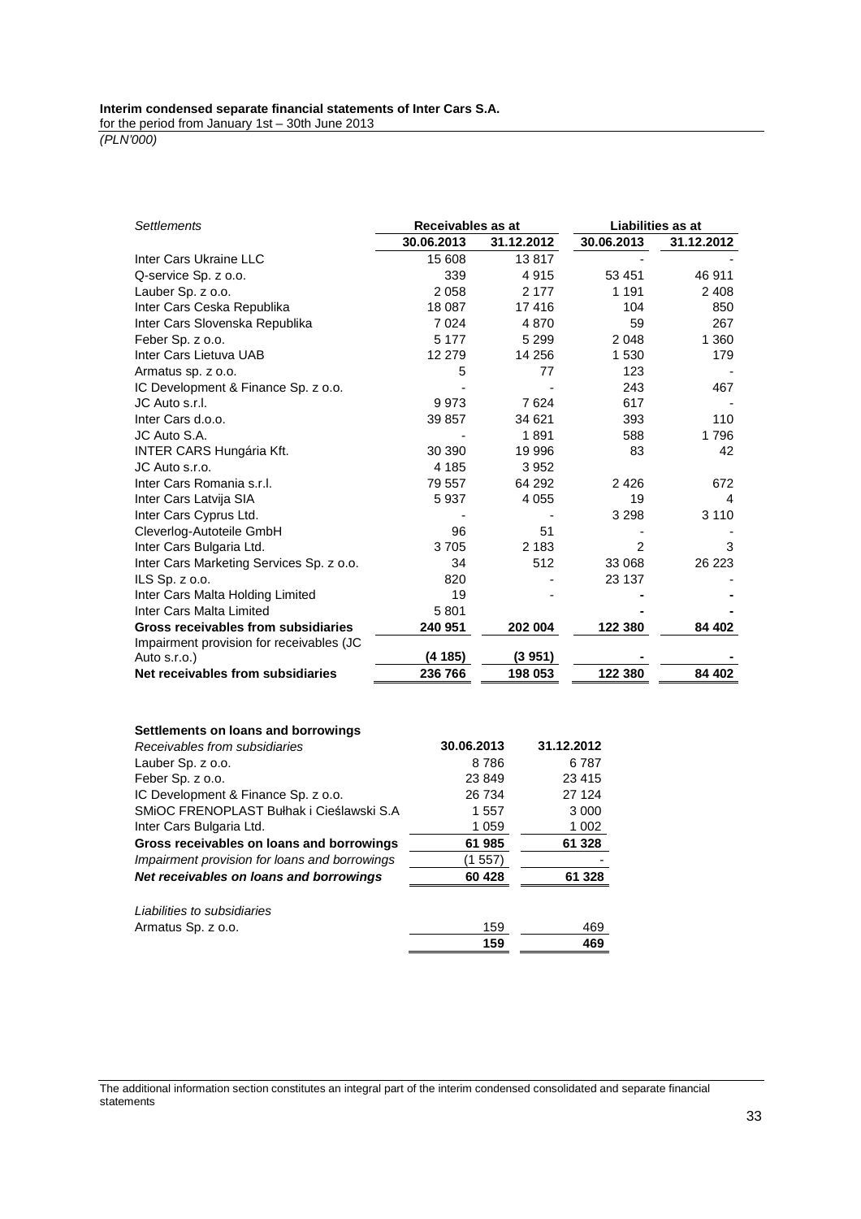| *Settlements* | Receivables as at | | Liabilities as at | |
|---|---|---|---|---|
| | **30.06.2013** | **31.12.2012** | **30.06.2013** | **31.12.2012** |
| Inter Cars Ukraine LLC | 15 608 | 13 817 | - | - |
| Q-service Sp. z o.o. | 339 | 4 915 | 53 451 | 46 911 |
| Lauber Sp. z o.o. | 2 058 | 2 177 | 1 191 | 2 408 |
| Inter Cars Ceska Republika | 18 087 | 17 416 | 104 | 850 |
| Inter Cars Slovenska Republika | 7 024 | 4 870 | 59 | 267 |
| Feber Sp. z o.o. | 5 177 | 5 299 | 2 048 | 1 360 |
| Inter Cars Lietuva UAB | 12 279 | 14 256 | 1 530 | 179 |
| Armatus sp. z o.o. | 5 | 77 | 123 | - |
| IC Development & Finance Sp. z o.o. | - | - | 243 | 467 |
| JC Auto s.r.l. | 9 973 | 7 624 | 617 | - |
| Inter Cars d.o.o. | 39 857 | 34 621 | 393 | 110 |
| JC Auto S.A. | - | 1 891 | 588 | 1 796 |
| INTER CARS Hungária Kft. | 30 390 | 19 996 | 83 | 42 |
| JC Auto s.r.o. | 4 185 | 3 952 | | |
| Inter Cars Romania s.r.l. | 79 557 | 64 292 | 2 426 | 672 |
| Inter Cars Latvija SIA | 5 937 | 4 055 | 19 | 4 |
| Inter Cars Cyprus Ltd. | - | - | 3 298 | 3 110 |
| Cleverlog-Autoteile GmbH | 96 | 51 | - | - |
| Inter Cars Bulgaria Ltd. | 3 705 | 2 183 | 2 | 3 |
| Inter Cars Marketing Services Sp. z o.o. | 34 | 512 | 33 068 | 26 223 |
| ILS Sp. z o.o. | 820 | - | 23 137 | - |
| Inter Cars Malta Holding Limited | 19 | - | - | - |
| Inter Cars Malta Limited | 5 801 | | - | - |
| **Gross receivables from subsidiaries** | **240 951** | **202 004** | **122 380** | **84 402** |
| Impairment provision for receivables (JC Auto s.r.o.) | **(4 185)** | **(3 951)** | - | - |
| **Net receivables from subsidiaries** | **236 766** | **198 053** | **122 380** | **84 402** |

**Settlements on loans and borrowings**

| *Receivables from subsidiaries* | **30.06.2013** | **31.12.2012** |
|---|---|---|
| Lauber Sp. z o.o. | 8 786 | 6 787 |
| Feber Sp. z o.o. | 23 849 | 23 415 |
| IC Development & Finance Sp. z o.o. | 26 734 | 27 124 |
| SMiOC FRENOPLAST Bułhak i Cieślawski S.A | 1 557 | 3 000 |
| Inter Cars Bulgaria Ltd. | 1 059 | 1 002 |
| **Gross receivables on loans and borrowings** | **61 985** | **61 328** |
| *Impairment provision for loans and borrowings* | (1 557) | - |
| ***Net receivables on loans and borrowings*** | **60 428** | **61 328** |
| | | |
| *Liabilities to subsidiaries* | | |
| Armatus Sp. z o.o. | 159 | 469 |
| | **159** | **469** |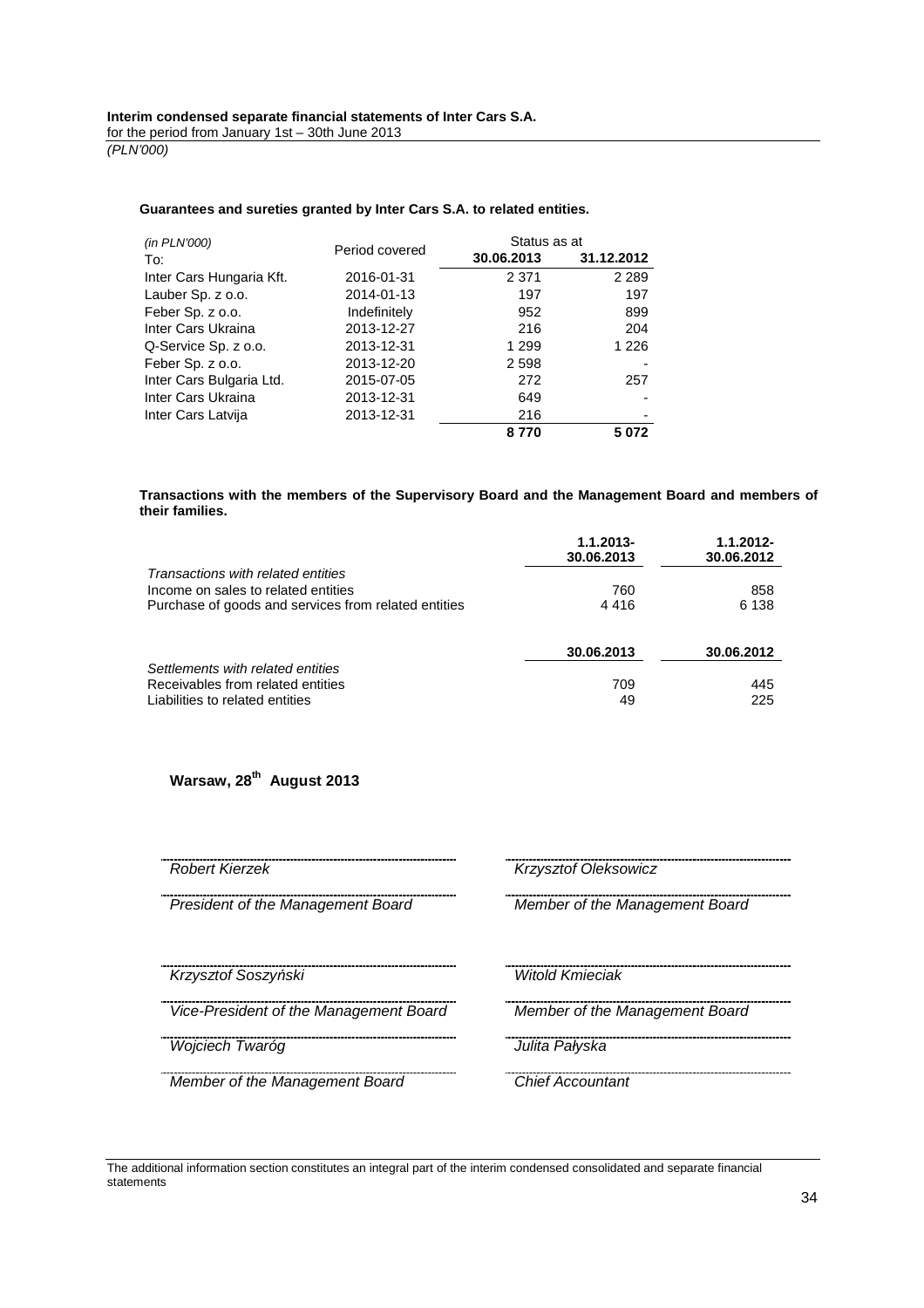**Guarantees and sureties granted by Inter Cars S.A. to related entities.**

| *(in PLN'000)* To: | Period covered | Status as at 30.06.2013 | Status as at 31.12.2012 |
|---|---|---|---|
| Inter Cars Hungaria Kft. | 2016-01-31 | 2 371 | 2 289 |
| Lauber Sp. z o.o. | 2014-01-13 | 197 | 197 |
| Feber Sp. z o.o. | Indefinitely | 952 | 899 |
| Inter Cars Ukraina | 2013-12-27 | 216 | 204 |
| Q-Service Sp. z o.o. | 2013-12-31 | 1 299 | 1 226 |
| Feber Sp. z o.o. | 2013-12-20 | 2 598 | - |
| Inter Cars Bulgaria Ltd. | 2015-07-05 | 272 | 257 |
| Inter Cars Ukraina | 2013-12-31 | 649 | - |
| Inter Cars Latvija | 2013-12-31 | 216 | - |
| | | **8 770** | **5 072** |

**Transactions with the members of the Supervisory Board and the Management Board and members of their families.**

| | **1.1.2013-30.06.2013** | **1.1.2012-30.06.2012** |
|---|---|---|
| *Transactions with related entities* | | |
| Income on sales to related entities | 760 | 858 |
| Purchase of goods and services from related entities | 4 416 | 6 138 |

| | **30.06.2013** | **30.06.2012** |
|---|---|---|
| *Settlements with related entities* | | |
| Receivables from related entities | 709 | 445 |
| Liabilities to related entities | 49 | 225 |

**Warsaw, 28th August 2013**

| | |
|---|---|
| *Robert Kierzek* | *Krzysztof Oleksowicz* |
| *President of the Management Board* | *Member of the Management Board* |
| *Krzysztof Soszyński* | *Witold Kmieciak* |
| *Vice-President of the Management Board* | *Member of the Management Board* |
| *Wojciech Twaróg* | *Julita Pałyska* |
| *Member of the Management Board* | *Chief Accountant* |

The additional information section constitutes an integral part of the interim condensed consolidated and separate financial statements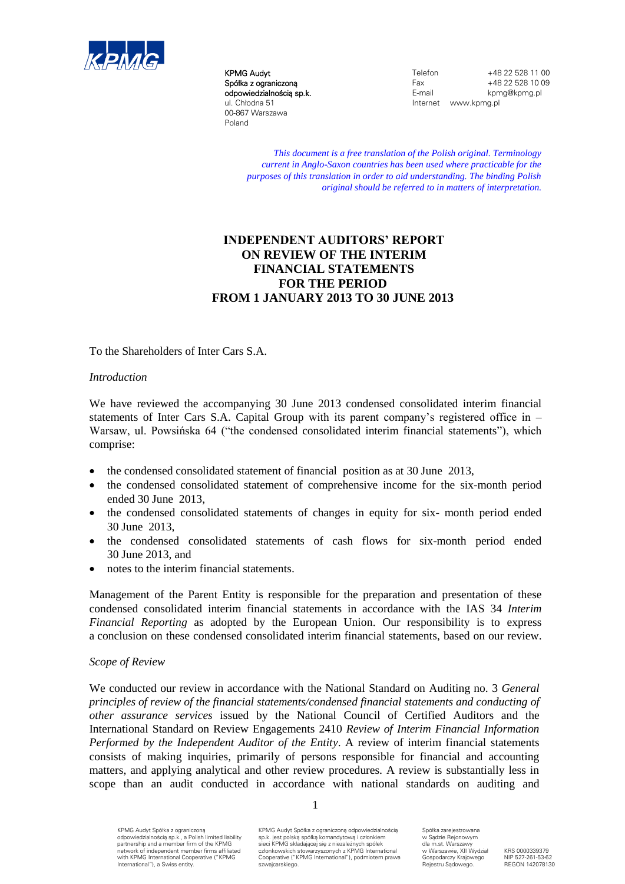KPMG Audyt
Spółka z ograniczoną
odpowiedzialnością sp.k.
ul. Chłodna 51
00-867 Warszawa
Poland

Telefon +48 22 528 11 00
Fax +48 22 528 10 09
E-mail kpmg@kpmg.pl
Internet www.kpmg.pl

*This document is a free translation of the Polish original. Terminology current in Anglo-Saxon countries has been used where practicable for the purposes of this translation in order to aid understanding. The binding Polish original should be referred to in matters of interpretation.*

# INDEPENDENT AUDITORS' REPORT ON REVIEW OF THE INTERIM FINANCIAL STATEMENTS FOR THE PERIOD FROM 1 JANUARY 2013 TO 30 JUNE 2013

To the Shareholders of Inter Cars S.A.

*Introduction*

We have reviewed the accompanying 30 June 2013 condensed consolidated interim financial statements of Inter Cars S.A. Capital Group with its parent company's registered office in – Warsaw, ul. Powsińska 64 ("the condensed consolidated interim financial statements"), which comprise:

- the condensed consolidated statement of financial position as at 30 June 2013,
- the condensed consolidated statement of comprehensive income for the six-month period ended 30 June 2013,
- the condensed consolidated statements of changes in equity for six- month period ended 30 June 2013,
- the condensed consolidated statements of cash flows for six-month period ended 30 June 2013, and
- notes to the interim financial statements.

Management of the Parent Entity is responsible for the preparation and presentation of these condensed consolidated interim financial statements in accordance with the IAS 34 *Interim Financial Reporting* as adopted by the European Union. Our responsibility is to express a conclusion on these condensed consolidated interim financial statements, based on our review.

*Scope of Review*

We conducted our review in accordance with the National Standard on Auditing no. 3 *General principles of review of the financial statements/condensed financial statements and conducting of other assurance services* issued by the National Council of Certified Auditors and the International Standard on Review Engagements 2410 *Review of Interim Financial Information Performed by the Independent Auditor of the Entity*. A review of interim financial statements consists of making inquiries, primarily of persons responsible for financial and accounting matters, and applying analytical and other review procedures. A review is substantially less in scope than an audit conducted in accordance with national standards on auditing and

KPMG Audyt Spółka z ograniczoną odpowiedzialnością sp.k., a Polish limited liability partnership and a member firm of the KPMG network of independent member firms affiliated with KPMG International Cooperative ("KPMG International"), a Swiss entity.

KPMG Audyt Spółka z ograniczoną odpowiedzialnością sp.k. jest polską spółką komandytową i członkiem sieci KPMG składającej się z niezależnych spółek członkowskich stowarzyszonych z KPMG International Cooperative ("KPMG International"), podmiotem prawa szwajcarskiego.

Spółka zarejestrowana w Sądzie Rejonowym dla m.st. Warszawy w Warszawie, XII Wydział Gospodarczy Krajowego Rejestru Sądowego.

KRS 0000339379
NIP 527-261-53-62
REGON 142078130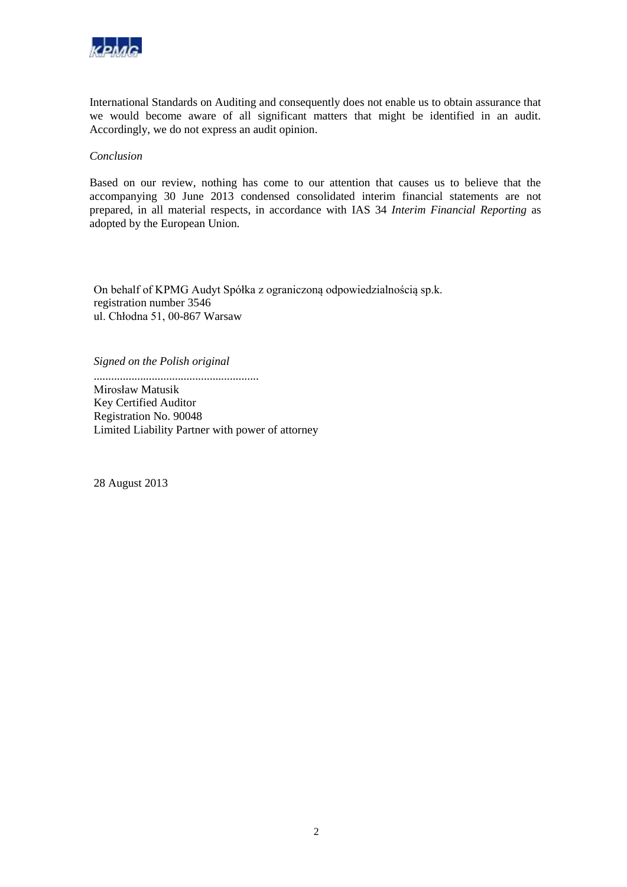International Standards on Auditing and consequently does not enable us to obtain assurance that we would become aware of all significant matters that might be identified in an audit. Accordingly, we do not express an audit opinion.

*Conclusion*

Based on our review, nothing has come to our attention that causes us to believe that the accompanying 30 June 2013 condensed consolidated interim financial statements are not prepared, in all material respects, in accordance with IAS 34 *Interim Financial Reporting* as adopted by the European Union.

On behalf of KPMG Audyt Spółka z ograniczoną odpowiedzialnością sp.k.
registration number 3546
ul. Chłodna 51, 00-867 Warsaw

*Signed on the Polish original*

.........................................................
Mirosław Matusik
Key Certified Auditor
Registration No. 90048
Limited Liability Partner with power of attorney

28 August 2013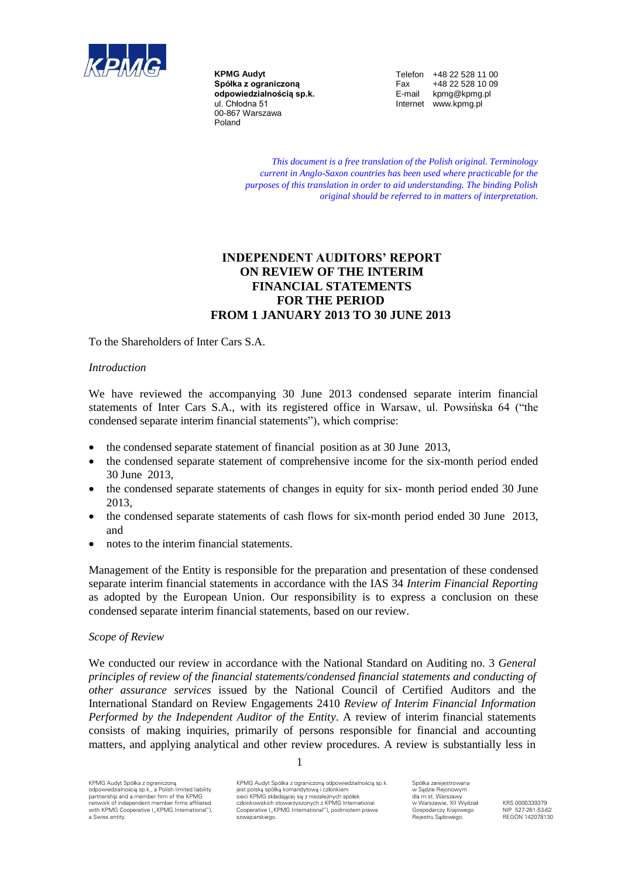**KPMG Audyt**
**Spółka z ograniczoną odpowiedzialnością sp.k.**
ul. Chłodna 51
00-867 Warszawa
Poland

Telefon +48 22 528 11 00
Fax +48 22 528 10 09
E-mail kpmg@kpmg.pl
Internet www.kpmg.pl

*This document is a free translation of the Polish original. Terminology current in Anglo-Saxon countries has been used where practicable for the purposes of this translation in order to aid understanding. The binding Polish original should be referred to in matters of interpretation.*

# INDEPENDENT AUDITORS' REPORT ON REVIEW OF THE INTERIM FINANCIAL STATEMENTS FOR THE PERIOD FROM 1 JANUARY 2013 TO 30 JUNE 2013

To the Shareholders of Inter Cars S.A.

*Introduction*

We have reviewed the accompanying 30 June 2013 condensed separate interim financial statements of Inter Cars S.A., with its registered office in Warsaw, ul. Powsińska 64 ("the condensed separate interim financial statements"), which comprise:

- the condensed separate statement of financial position as at 30 June 2013,
- the condensed separate statement of comprehensive income for the six-month period ended 30 June 2013,
- the condensed separate statements of changes in equity for six- month period ended 30 June 2013,
- the condensed separate statements of cash flows for six-month period ended 30 June 2013, and
- notes to the interim financial statements.

Management of the Entity is responsible for the preparation and presentation of these condensed separate interim financial statements in accordance with the IAS 34 *Interim Financial Reporting* as adopted by the European Union. Our responsibility is to express a conclusion on these condensed separate interim financial statements, based on our review.

*Scope of Review*

We conducted our review in accordance with the National Standard on Auditing no. 3 *General principles of review of the financial statements/condensed financial statements and conducting of other assurance services* issued by the National Council of Certified Auditors and the International Standard on Review Engagements 2410 *Review of Interim Financial Information Performed by the Independent Auditor of the Entity*. A review of interim financial statements consists of making inquiries, primarily of persons responsible for financial and accounting matters, and applying analytical and other review procedures. A review is substantially less in

KPMG Audyt Spółka z ograniczoną odpowiedzialnością sp.k., a Polish limited liability partnership and a member firm of the KPMG network of independent member firms affiliated with KPMG Cooperative („KPMG International"), a Swiss entity.

KPMG Audyt Spółka z ograniczoną odpowiedzialnością sp.k. jest polską spółką komandytową i członkiem sieci KPMG składającej się z niezależnych spółek członkowskich stowarzyszonych z KPMG International Cooperative („KPMG International"), podmiotem prawa szwajcarskiego.

Spółka zarejestrowana w Sądzie Rejonowym dla m.st. Warszawy w Warszawie, XII Wydział Gospodarczy Krajowego Rejestru Sądowego.

KRS 0000339379
NIP 527-261-53-62
REGON 142078130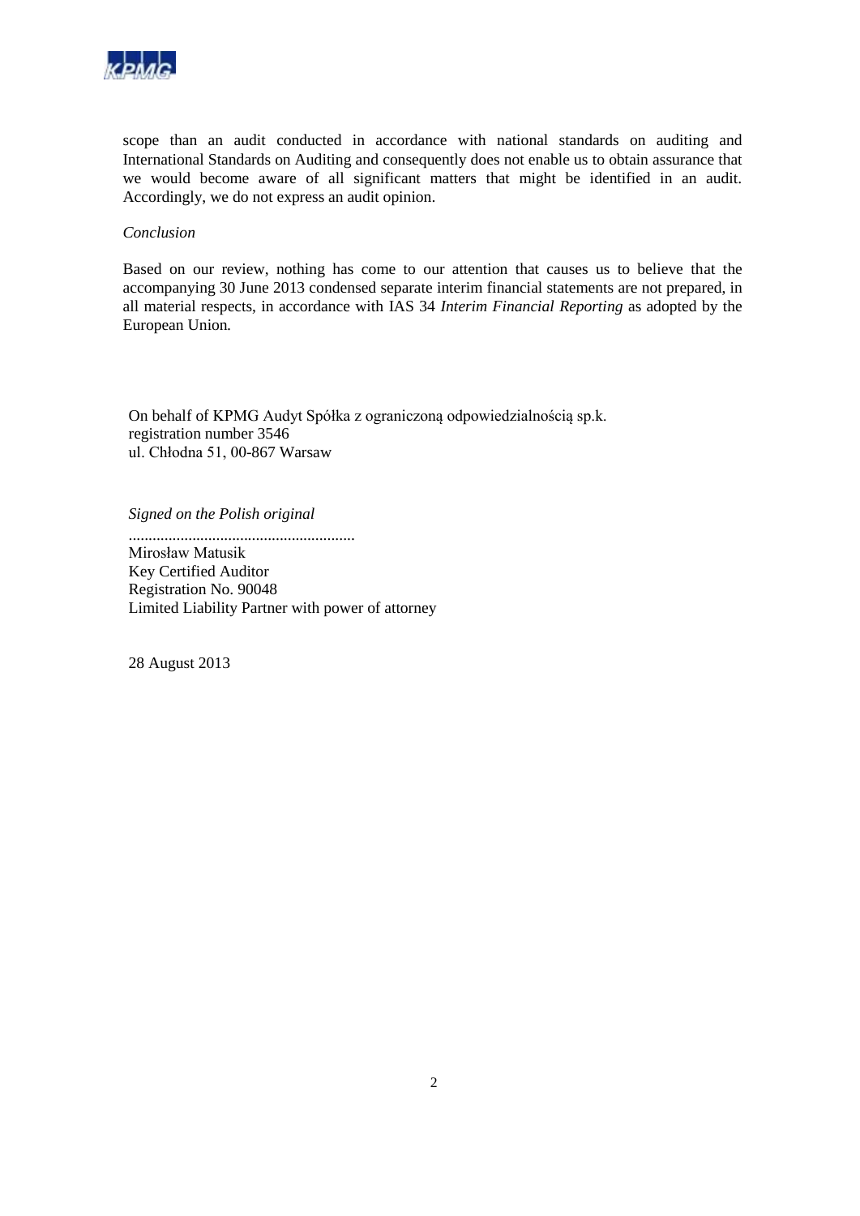scope than an audit conducted in accordance with national standards on auditing and International Standards on Auditing and consequently does not enable us to obtain assurance that we would become aware of all significant matters that might be identified in an audit. Accordingly, we do not express an audit opinion.

*Conclusion*

Based on our review, nothing has come to our attention that causes us to believe that the accompanying 30 June 2013 condensed separate interim financial statements are not prepared, in all material respects, in accordance with IAS 34 *Interim Financial Reporting* as adopted by the European Union.

On behalf of KPMG Audyt Spółka z ograniczoną odpowiedzialnością sp.k.
registration number 3546
ul. Chłodna 51, 00-867 Warsaw

*Signed on the Polish original*

........................................................
Mirosław Matusik
Key Certified Auditor
Registration No. 90048
Limited Liability Partner with power of attorney

28 August 2013